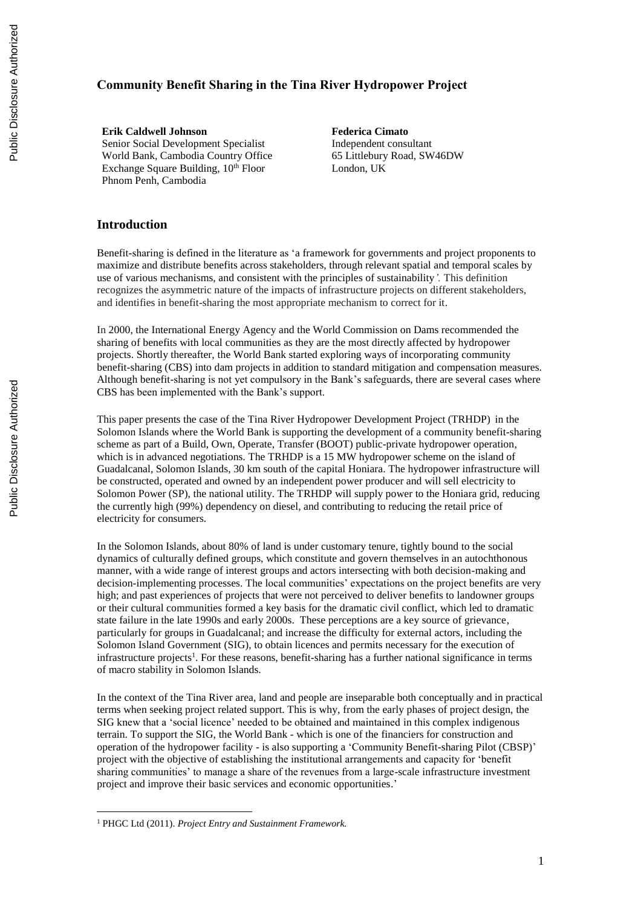# Community Benefit Sharing in the Tina River Hydropower Project

**Erik Caldwell Johnson**
Senior Social Development Specialist
World Bank, Cambodia Country Office
Exchange Square Building, 10th Floor
Phnom Penh, Cambodia

**Federica Cimato**
Independent consultant
65 Littlebury Road, SW46DW
London, UK

## Introduction

Benefit-sharing is defined in the literature as 'a framework for governments and project proponents to maximize and distribute benefits across stakeholders, through relevant spatial and temporal scales by use of various mechanisms, and consistent with the principles of sustainability*'.* This definition recognizes the asymmetric nature of the impacts of infrastructure projects on different stakeholders, and identifies in benefit-sharing the most appropriate mechanism to correct for it.

In 2000, the International Energy Agency and the World Commission on Dams recommended the sharing of benefits with local communities as they are the most directly affected by hydropower projects. Shortly thereafter, the World Bank started exploring ways of incorporating community benefit-sharing (CBS) into dam projects in addition to standard mitigation and compensation measures. Although benefit-sharing is not yet compulsory in the Bank's safeguards, there are several cases where CBS has been implemented with the Bank's support.

This paper presents the case of the Tina River Hydropower Development Project (TRHDP) in the Solomon Islands where the World Bank is supporting the development of a community benefit-sharing scheme as part of a Build, Own, Operate, Transfer (BOOT) public-private hydropower operation, which is in advanced negotiations. The TRHDP is a 15 MW hydropower scheme on the island of Guadalcanal, Solomon Islands, 30 km south of the capital Honiara. The hydropower infrastructure will be constructed, operated and owned by an independent power producer and will sell electricity to Solomon Power (SP), the national utility. The TRHDP will supply power to the Honiara grid, reducing the currently high (99%) dependency on diesel, and contributing to reducing the retail price of electricity for consumers.

In the Solomon Islands, about 80% of land is under customary tenure, tightly bound to the social dynamics of culturally defined groups, which constitute and govern themselves in an autochthonous manner, with a wide range of interest groups and actors intersecting with both decision-making and decision-implementing processes. The local communities' expectations on the project benefits are very high; and past experiences of projects that were not perceived to deliver benefits to landowner groups or their cultural communities formed a key basis for the dramatic civil conflict, which led to dramatic state failure in the late 1990s and early 2000s. These perceptions are a key source of grievance, particularly for groups in Guadalcanal; and increase the difficulty for external actors, including the Solomon Island Government (SIG), to obtain licences and permits necessary for the execution of infrastructure projects[1]. For these reasons, benefit-sharing has a further national significance in terms of macro stability in Solomon Islands.

In the context of the Tina River area, land and people are inseparable both conceptually and in practical terms when seeking project related support. This is why, from the early phases of project design, the SIG knew that a 'social licence' needed to be obtained and maintained in this complex indigenous terrain. To support the SIG, the World Bank - which is one of the financiers for construction and operation of the hydropower facility - is also supporting a 'Community Benefit-sharing Pilot (CBSP)' project with the objective of establishing the institutional arrangements and capacity for 'benefit sharing communities' to manage a share of the revenues from a large-scale infrastructure investment project and improve their basic services and economic opportunities.'

[1] PHGC Ltd (2011). *Project Entry and Sustainment Framework.*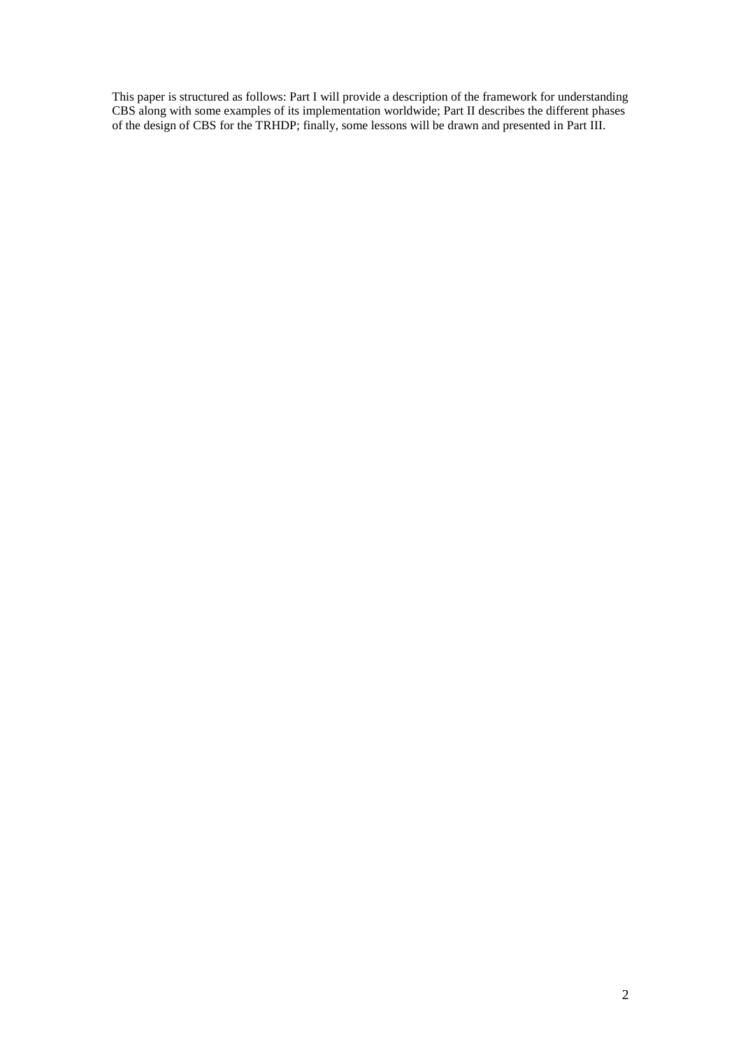This paper is structured as follows: Part I will provide a description of the framework for understanding CBS along with some examples of its implementation worldwide; Part II describes the different phases of the design of CBS for the TRHDP; finally, some lessons will be drawn and presented in Part III.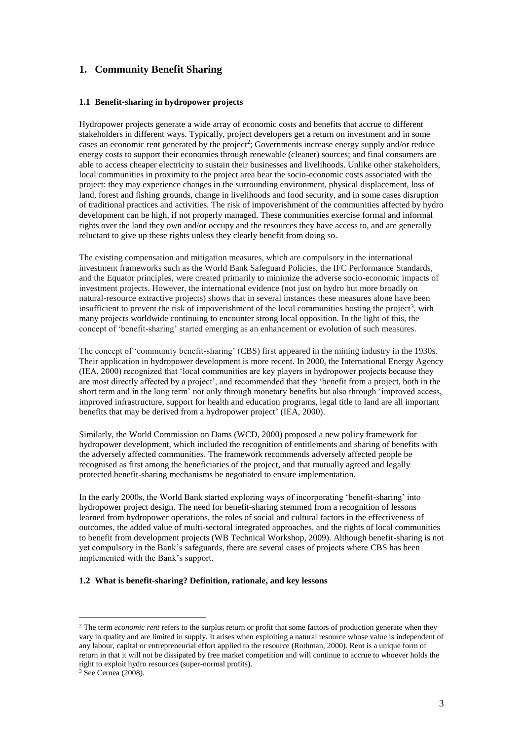# 1. Community Benefit Sharing

### 1.1 Benefit-sharing in hydropower projects

Hydropower projects generate a wide array of economic costs and benefits that accrue to different stakeholders in different ways. Typically, project developers get a return on investment and in some cases an economic rent generated by the project[2]; Governments increase energy supply and/or reduce energy costs to support their economies through renewable (cleaner) sources; and final consumers are able to access cheaper electricity to sustain their businesses and livelihoods. Unlike other stakeholders, local communities in proximity to the project area bear the socio-economic costs associated with the project: they may experience changes in the surrounding environment, physical displacement, loss of land, forest and fishing grounds, change in livelihoods and food security, and in some cases disruption of traditional practices and activities. The risk of impoverishment of the communities affected by hydro development can be high, if not properly managed. These communities exercise formal and informal rights over the land they own and/or occupy and the resources they have access to, and are generally reluctant to give up these rights unless they clearly benefit from doing so.

The existing compensation and mitigation measures, which are compulsory in the international investment frameworks such as the World Bank Safeguard Policies, the IFC Performance Standards, and the Equator principles, were created primarily to minimize the adverse socio-economic impacts of investment projects. However, the international evidence (not just on hydro but more broadly on natural-resource extractive projects) shows that in several instances these measures alone have been insufficient to prevent the risk of impoverishment of the local communities hosting the project[3], with many projects worldwide continuing to encounter strong local opposition. In the light of this, the concept of 'benefit-sharing' started emerging as an enhancement or evolution of such measures.

The concept of 'community benefit-sharing' (CBS) first appeared in the mining industry in the 1930s. Their application in hydropower development is more recent. In 2000, the International Energy Agency (IEA, 2000) recognized that 'local communities are key players in hydropower projects because they are most directly affected by a project', and recommended that they 'benefit from a project, both in the short term and in the long term' not only through monetary benefits but also through 'improved access, improved infrastructure, support for health and education programs, legal title to land are all important benefits that may be derived from a hydropower project' (IEA, 2000).

Similarly, the World Commission on Dams (WCD, 2000) proposed a new policy framework for hydropower development, which included the recognition of entitlements and sharing of benefits with the adversely affected communities. The framework recommends adversely affected people be recognised as first among the beneficiaries of the project, and that mutually agreed and legally protected benefit-sharing mechanisms be negotiated to ensure implementation.

In the early 2000s, the World Bank started exploring ways of incorporating 'benefit-sharing' into hydropower project design. The need for benefit-sharing stemmed from a recognition of lessons learned from hydropower operations, the roles of social and cultural factors in the effectiveness of outcomes, the added value of multi-sectoral integrated approaches, and the rights of local communities to benefit from development projects (WB Technical Workshop, 2009). Although benefit-sharing is not yet compulsory in the Bank's safeguards, there are several cases of projects where CBS has been implemented with the Bank's support.

### 1.2 What is benefit-sharing? Definition, rationale, and key lessons

---

[2] The term *economic rent* refers to the surplus return or profit that some factors of production generate when they vary in quality and are limited in supply. It arises when exploiting a natural resource whose value is independent of any labour, capital or entrepreneurial effort applied to the resource (Rothman, 2000). Rent is a unique form of return in that it will not be dissipated by free market competition and will continue to accrue to whoever holds the right to exploit hydro resources (super-normal profits).

[3] See Cernea (2008).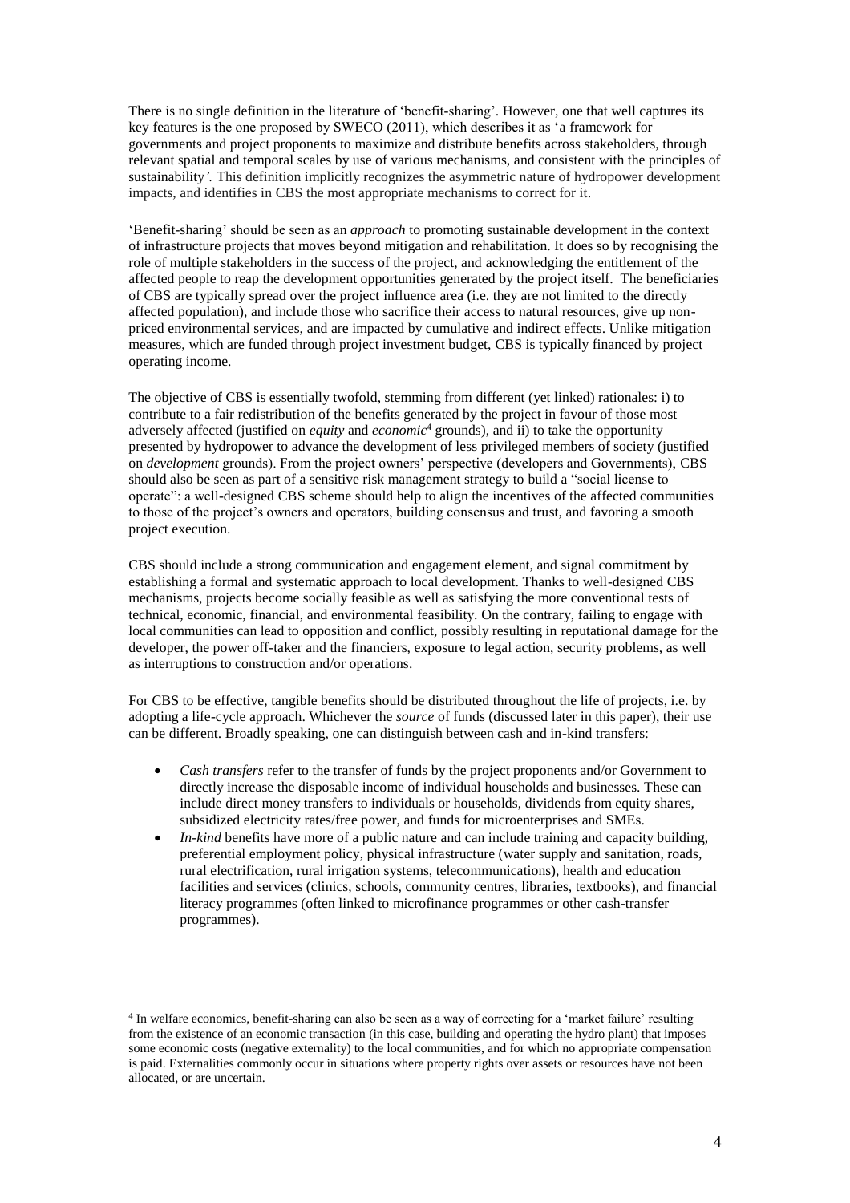There is no single definition in the literature of 'benefit-sharing'. However, one that well captures its key features is the one proposed by SWECO (2011), which describes it as 'a framework for governments and project proponents to maximize and distribute benefits across stakeholders, through relevant spatial and temporal scales by use of various mechanisms, and consistent with the principles of sustainability*'.* This definition implicitly recognizes the asymmetric nature of hydropower development impacts, and identifies in CBS the most appropriate mechanisms to correct for it.

'Benefit-sharing' should be seen as an *approach* to promoting sustainable development in the context of infrastructure projects that moves beyond mitigation and rehabilitation. It does so by recognising the role of multiple stakeholders in the success of the project, and acknowledging the entitlement of the affected people to reap the development opportunities generated by the project itself. The beneficiaries of CBS are typically spread over the project influence area (i.e. they are not limited to the directly affected population), and include those who sacrifice their access to natural resources, give up non-priced environmental services, and are impacted by cumulative and indirect effects. Unlike mitigation measures, which are funded through project investment budget, CBS is typically financed by project operating income.

The objective of CBS is essentially twofold, stemming from different (yet linked) rationales: i) to contribute to a fair redistribution of the benefits generated by the project in favour of those most adversely affected (justified on *equity* and *economic*[4] grounds), and ii) to take the opportunity presented by hydropower to advance the development of less privileged members of society (justified on *development* grounds). From the project owners' perspective (developers and Governments), CBS should also be seen as part of a sensitive risk management strategy to build a "social license to operate": a well-designed CBS scheme should help to align the incentives of the affected communities to those of the project's owners and operators, building consensus and trust, and favoring a smooth project execution.

CBS should include a strong communication and engagement element, and signal commitment by establishing a formal and systematic approach to local development. Thanks to well-designed CBS mechanisms, projects become socially feasible as well as satisfying the more conventional tests of technical, economic, financial, and environmental feasibility. On the contrary, failing to engage with local communities can lead to opposition and conflict, possibly resulting in reputational damage for the developer, the power off-taker and the financiers, exposure to legal action, security problems, as well as interruptions to construction and/or operations.

For CBS to be effective, tangible benefits should be distributed throughout the life of projects, i.e. by adopting a life-cycle approach. Whichever the *source* of funds (discussed later in this paper), their use can be different. Broadly speaking, one can distinguish between cash and in-kind transfers:

- *Cash transfers* refer to the transfer of funds by the project proponents and/or Government to directly increase the disposable income of individual households and businesses. These can include direct money transfers to individuals or households, dividends from equity shares, subsidized electricity rates/free power, and funds for microenterprises and SMEs.
- *In-kind* benefits have more of a public nature and can include training and capacity building, preferential employment policy, physical infrastructure (water supply and sanitation, roads, rural electrification, rural irrigation systems, telecommunications), health and education facilities and services (clinics, schools, community centres, libraries, textbooks), and financial literacy programmes (often linked to microfinance programmes or other cash-transfer programmes).

[4] In welfare economics, benefit-sharing can also be seen as a way of correcting for a 'market failure' resulting from the existence of an economic transaction (in this case, building and operating the hydro plant) that imposes some economic costs (negative externality) to the local communities, and for which no appropriate compensation is paid. Externalities commonly occur in situations where property rights over assets or resources have not been allocated, or are uncertain.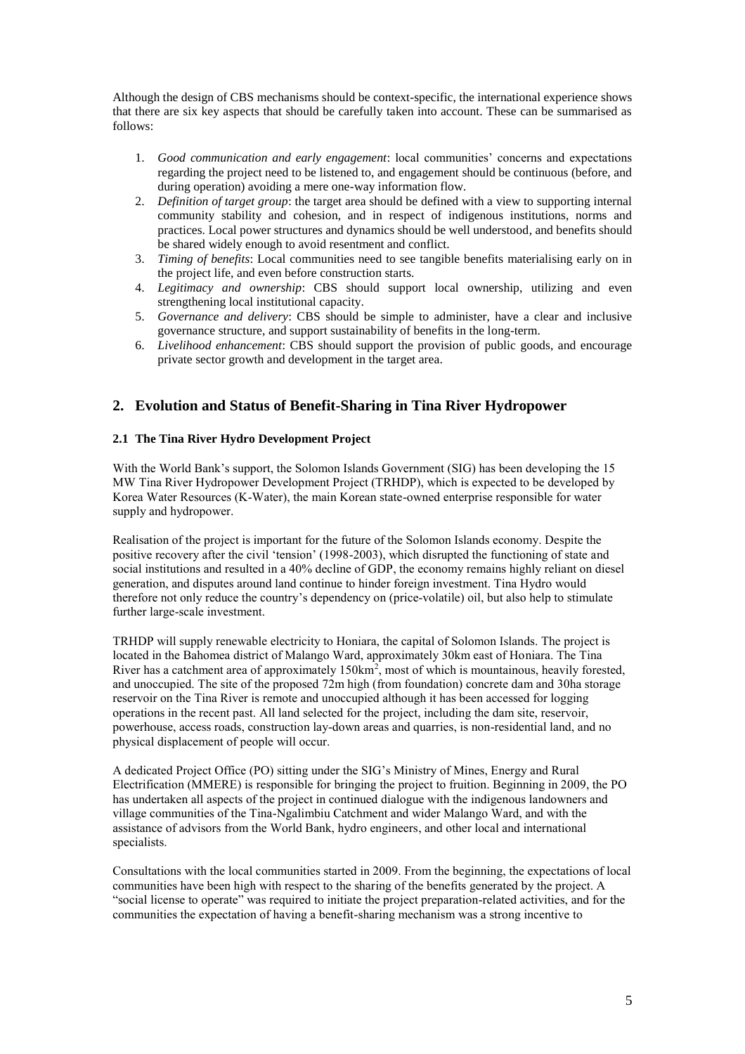Although the design of CBS mechanisms should be context-specific, the international experience shows that there are six key aspects that should be carefully taken into account. These can be summarised as follows:

1. *Good communication and early engagement*: local communities' concerns and expectations regarding the project need to be listened to, and engagement should be continuous (before, and during operation) avoiding a mere one-way information flow.
2. *Definition of target group*: the target area should be defined with a view to supporting internal community stability and cohesion, and in respect of indigenous institutions, norms and practices. Local power structures and dynamics should be well understood, and benefits should be shared widely enough to avoid resentment and conflict.
3. *Timing of benefits*: Local communities need to see tangible benefits materialising early on in the project life, and even before construction starts.
4. *Legitimacy and ownership*: CBS should support local ownership, utilizing and even strengthening local institutional capacity.
5. *Governance and delivery*: CBS should be simple to administer, have a clear and inclusive governance structure, and support sustainability of benefits in the long-term.
6. *Livelihood enhancement*: CBS should support the provision of public goods, and encourage private sector growth and development in the target area.

## 2. Evolution and Status of Benefit-Sharing in Tina River Hydropower

### 2.1 The Tina River Hydro Development Project

With the World Bank's support, the Solomon Islands Government (SIG) has been developing the 15 MW Tina River Hydropower Development Project (TRHDP), which is expected to be developed by Korea Water Resources (K-Water), the main Korean state-owned enterprise responsible for water supply and hydropower.

Realisation of the project is important for the future of the Solomon Islands economy. Despite the positive recovery after the civil 'tension' (1998-2003), which disrupted the functioning of state and social institutions and resulted in a 40% decline of GDP, the economy remains highly reliant on diesel generation, and disputes around land continue to hinder foreign investment. Tina Hydro would therefore not only reduce the country's dependency on (price-volatile) oil, but also help to stimulate further large-scale investment.

TRHDP will supply renewable electricity to Honiara, the capital of Solomon Islands. The project is located in the Bahomea district of Malango Ward, approximately 30km east of Honiara. The Tina River has a catchment area of approximately 150km$^2$, most of which is mountainous, heavily forested, and unoccupied. The site of the proposed 72m high (from foundation) concrete dam and 30ha storage reservoir on the Tina River is remote and unoccupied although it has been accessed for logging operations in the recent past. All land selected for the project, including the dam site, reservoir, powerhouse, access roads, construction lay-down areas and quarries, is non-residential land, and no physical displacement of people will occur.

A dedicated Project Office (PO) sitting under the SIG's Ministry of Mines, Energy and Rural Electrification (MMERE) is responsible for bringing the project to fruition. Beginning in 2009, the PO has undertaken all aspects of the project in continued dialogue with the indigenous landowners and village communities of the Tina-Ngalimbiu Catchment and wider Malango Ward, and with the assistance of advisors from the World Bank, hydro engineers, and other local and international specialists.

Consultations with the local communities started in 2009. From the beginning, the expectations of local communities have been high with respect to the sharing of the benefits generated by the project. A "social license to operate" was required to initiate the project preparation-related activities, and for the communities the expectation of having a benefit-sharing mechanism was a strong incentive to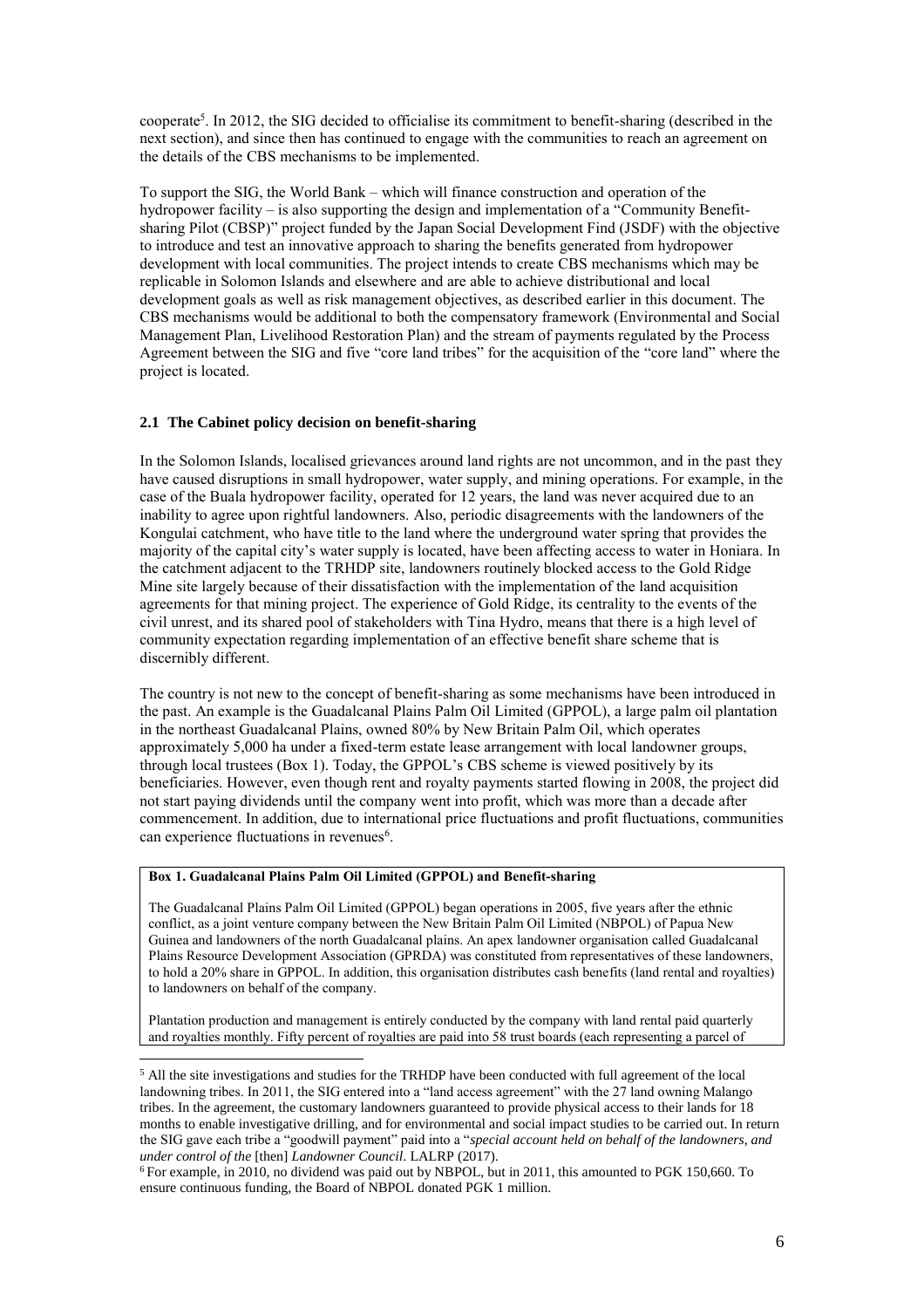cooperate[5]. In 2012, the SIG decided to officialise its commitment to benefit-sharing (described in the next section), and since then has continued to engage with the communities to reach an agreement on the details of the CBS mechanisms to be implemented.

To support the SIG, the World Bank – which will finance construction and operation of the hydropower facility – is also supporting the design and implementation of a "Community Benefit-sharing Pilot (CBSP)" project funded by the Japan Social Development Find (JSDF) with the objective to introduce and test an innovative approach to sharing the benefits generated from hydropower development with local communities. The project intends to create CBS mechanisms which may be replicable in Solomon Islands and elsewhere and are able to achieve distributional and local development goals as well as risk management objectives, as described earlier in this document. The CBS mechanisms would be additional to both the compensatory framework (Environmental and Social Management Plan, Livelihood Restoration Plan) and the stream of payments regulated by the Process Agreement between the SIG and five "core land tribes" for the acquisition of the "core land" where the project is located.

## 2.1 The Cabinet policy decision on benefit-sharing

In the Solomon Islands, localised grievances around land rights are not uncommon, and in the past they have caused disruptions in small hydropower, water supply, and mining operations. For example, in the case of the Buala hydropower facility, operated for 12 years, the land was never acquired due to an inability to agree upon rightful landowners. Also, periodic disagreements with the landowners of the Kongulai catchment, who have title to the land where the underground water spring that provides the majority of the capital city's water supply is located, have been affecting access to water in Honiara. In the catchment adjacent to the TRHDP site, landowners routinely blocked access to the Gold Ridge Mine site largely because of their dissatisfaction with the implementation of the land acquisition agreements for that mining project. The experience of Gold Ridge, its centrality to the events of the civil unrest, and its shared pool of stakeholders with Tina Hydro, means that there is a high level of community expectation regarding implementation of an effective benefit share scheme that is discernibly different.

The country is not new to the concept of benefit-sharing as some mechanisms have been introduced in the past. An example is the Guadalcanal Plains Palm Oil Limited (GPPOL), a large palm oil plantation in the northeast Guadalcanal Plains, owned 80% by New Britain Palm Oil, which operates approximately 5,000 ha under a fixed-term estate lease arrangement with local landowner groups, through local trustees (Box 1). Today, the GPPOL's CBS scheme is viewed positively by its beneficiaries. However, even though rent and royalty payments started flowing in 2008, the project did not start paying dividends until the company went into profit, which was more than a decade after commencement. In addition, due to international price fluctuations and profit fluctuations, communities can experience fluctuations in revenues[6].

**Box 1. Guadalcanal Plains Palm Oil Limited (GPPOL) and Benefit-sharing**

The Guadalcanal Plains Palm Oil Limited (GPPOL) began operations in 2005, five years after the ethnic conflict, as a joint venture company between the New Britain Palm Oil Limited (NBPOL) of Papua New Guinea and landowners of the north Guadalcanal plains. An apex landowner organisation called Guadalcanal Plains Resource Development Association (GPRDA) was constituted from representatives of these landowners, to hold a 20% share in GPPOL. In addition, this organisation distributes cash benefits (land rental and royalties) to landowners on behalf of the company.

Plantation production and management is entirely conducted by the company with land rental paid quarterly and royalties monthly. Fifty percent of royalties are paid into 58 trust boards (each representing a parcel of

---

[5] All the site investigations and studies for the TRHDP have been conducted with full agreement of the local landowning tribes. In 2011, the SIG entered into a "land access agreement" with the 27 land owning Malango tribes. In the agreement, the customary landowners guaranteed to provide physical access to their lands for 18 months to enable investigative drilling, and for environmental and social impact studies to be carried out. In return the SIG gave each tribe a "goodwill payment" paid into a "*special account held on behalf of the landowners, and under control of the* [then] *Landowner Council*. LALRP (2017).

[6] For example, in 2010, no dividend was paid out by NBPOL, but in 2011, this amounted to PGK 150,660. To ensure continuous funding, the Board of NBPOL donated PGK 1 million.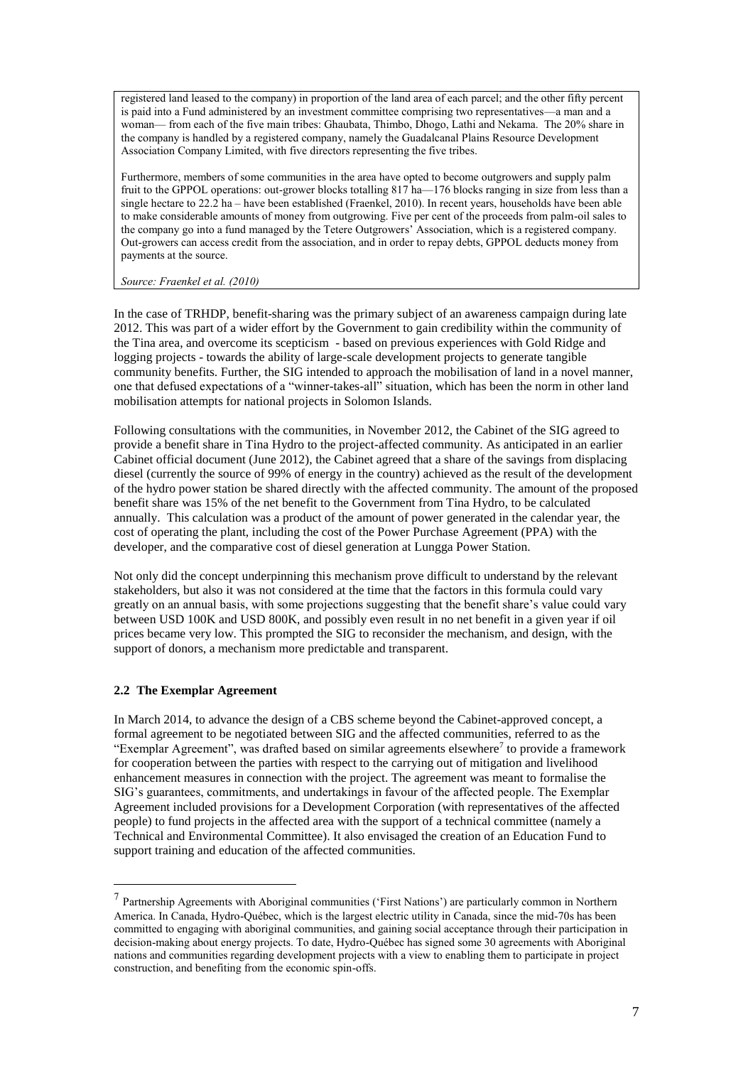registered land leased to the company) in proportion of the land area of each parcel; and the other fifty percent is paid into a Fund administered by an investment committee comprising two representatives—a man and a woman— from each of the five main tribes: Ghaubata, Thimbo, Dhogo, Lathi and Nekama. The 20% share in the company is handled by a registered company, namely the Guadalcanal Plains Resource Development Association Company Limited, with five directors representing the five tribes.

Furthermore, members of some communities in the area have opted to become outgrowers and supply palm fruit to the GPPOL operations: out-grower blocks totalling 817 ha—176 blocks ranging in size from less than a single hectare to 22.2 ha – have been established (Fraenkel, 2010). In recent years, households have been able to make considerable amounts of money from outgrowing. Five per cent of the proceeds from palm-oil sales to the company go into a fund managed by the Tetere Outgrowers' Association, which is a registered company. Out-growers can access credit from the association, and in order to repay debts, GPPOL deducts money from payments at the source.

*Source: Fraenkel et al. (2010)*

In the case of TRHDP, benefit-sharing was the primary subject of an awareness campaign during late 2012. This was part of a wider effort by the Government to gain credibility within the community of the Tina area, and overcome its scepticism - based on previous experiences with Gold Ridge and logging projects - towards the ability of large-scale development projects to generate tangible community benefits. Further, the SIG intended to approach the mobilisation of land in a novel manner, one that defused expectations of a "winner-takes-all" situation, which has been the norm in other land mobilisation attempts for national projects in Solomon Islands.

Following consultations with the communities, in November 2012, the Cabinet of the SIG agreed to provide a benefit share in Tina Hydro to the project-affected community. As anticipated in an earlier Cabinet official document (June 2012), the Cabinet agreed that a share of the savings from displacing diesel (currently the source of 99% of energy in the country) achieved as the result of the development of the hydro power station be shared directly with the affected community. The amount of the proposed benefit share was 15% of the net benefit to the Government from Tina Hydro, to be calculated annually. This calculation was a product of the amount of power generated in the calendar year, the cost of operating the plant, including the cost of the Power Purchase Agreement (PPA) with the developer, and the comparative cost of diesel generation at Lungga Power Station.

Not only did the concept underpinning this mechanism prove difficult to understand by the relevant stakeholders, but also it was not considered at the time that the factors in this formula could vary greatly on an annual basis, with some projections suggesting that the benefit share's value could vary between USD 100K and USD 800K, and possibly even result in no net benefit in a given year if oil prices became very low. This prompted the SIG to reconsider the mechanism, and design, with the support of donors, a mechanism more predictable and transparent.

### 2.2 The Exemplar Agreement

In March 2014, to advance the design of a CBS scheme beyond the Cabinet-approved concept, a formal agreement to be negotiated between SIG and the affected communities, referred to as the "Exemplar Agreement", was drafted based on similar agreements elsewhere[7] to provide a framework for cooperation between the parties with respect to the carrying out of mitigation and livelihood enhancement measures in connection with the project. The agreement was meant to formalise the SIG's guarantees, commitments, and undertakings in favour of the affected people. The Exemplar Agreement included provisions for a Development Corporation (with representatives of the affected people) to fund projects in the affected area with the support of a technical committee (namely a Technical and Environmental Committee). It also envisaged the creation of an Education Fund to support training and education of the affected communities.

---

[7] Partnership Agreements with Aboriginal communities ('First Nations') are particularly common in Northern America. In Canada, Hydro-Québec, which is the largest electric utility in Canada, since the mid-70s has been committed to engaging with aboriginal communities, and gaining social acceptance through their participation in decision-making about energy projects. To date, Hydro-Québec has signed some 30 agreements with Aboriginal nations and communities regarding development projects with a view to enabling them to participate in project construction, and benefiting from the economic spin-offs.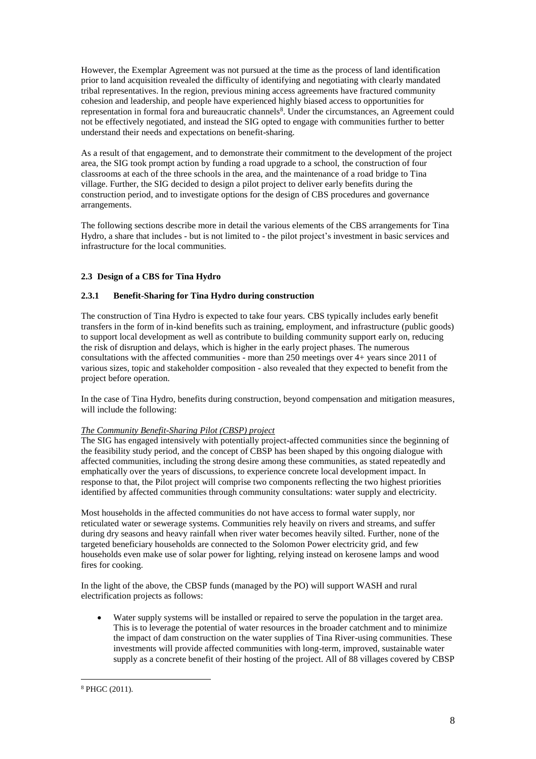However, the Exemplar Agreement was not pursued at the time as the process of land identification prior to land acquisition revealed the difficulty of identifying and negotiating with clearly mandated tribal representatives. In the region, previous mining access agreements have fractured community cohesion and leadership, and people have experienced highly biased access to opportunities for representation in formal fora and bureaucratic channels[8]. Under the circumstances, an Agreement could not be effectively negotiated, and instead the SIG opted to engage with communities further to better understand their needs and expectations on benefit-sharing.

As a result of that engagement, and to demonstrate their commitment to the development of the project area, the SIG took prompt action by funding a road upgrade to a school, the construction of four classrooms at each of the three schools in the area, and the maintenance of a road bridge to Tina village. Further, the SIG decided to design a pilot project to deliver early benefits during the construction period, and to investigate options for the design of CBS procedures and governance arrangements.

The following sections describe more in detail the various elements of the CBS arrangements for Tina Hydro, a share that includes - but is not limited to - the pilot project's investment in basic services and infrastructure for the local communities.

## 2.3 Design of a CBS for Tina Hydro

### 2.3.1 Benefit-Sharing for Tina Hydro during construction

The construction of Tina Hydro is expected to take four years. CBS typically includes early benefit transfers in the form of in-kind benefits such as training, employment, and infrastructure (public goods) to support local development as well as contribute to building community support early on, reducing the risk of disruption and delays, which is higher in the early project phases. The numerous consultations with the affected communities - more than 250 meetings over 4+ years since 2011 of various sizes, topic and stakeholder composition - also revealed that they expected to benefit from the project before operation.

In the case of Tina Hydro, benefits during construction, beyond compensation and mitigation measures, will include the following:

*The Community Benefit-Sharing Pilot (CBSP) project*

The SIG has engaged intensively with potentially project-affected communities since the beginning of the feasibility study period, and the concept of CBSP has been shaped by this ongoing dialogue with affected communities, including the strong desire among these communities, as stated repeatedly and emphatically over the years of discussions, to experience concrete local development impact. In response to that, the Pilot project will comprise two components reflecting the two highest priorities identified by affected communities through community consultations: water supply and electricity.

Most households in the affected communities do not have access to formal water supply, nor reticulated water or sewerage systems. Communities rely heavily on rivers and streams, and suffer during dry seasons and heavy rainfall when river water becomes heavily silted. Further, none of the targeted beneficiary households are connected to the Solomon Power electricity grid, and few households even make use of solar power for lighting, relying instead on kerosene lamps and wood fires for cooking.

In the light of the above, the CBSP funds (managed by the PO) will support WASH and rural electrification projects as follows:

- Water supply systems will be installed or repaired to serve the population in the target area. This is to leverage the potential of water resources in the broader catchment and to minimize the impact of dam construction on the water supplies of Tina River-using communities. These investments will provide affected communities with long-term, improved, sustainable water supply as a concrete benefit of their hosting of the project. All of 88 villages covered by CBSP

[8] PHGC (2011).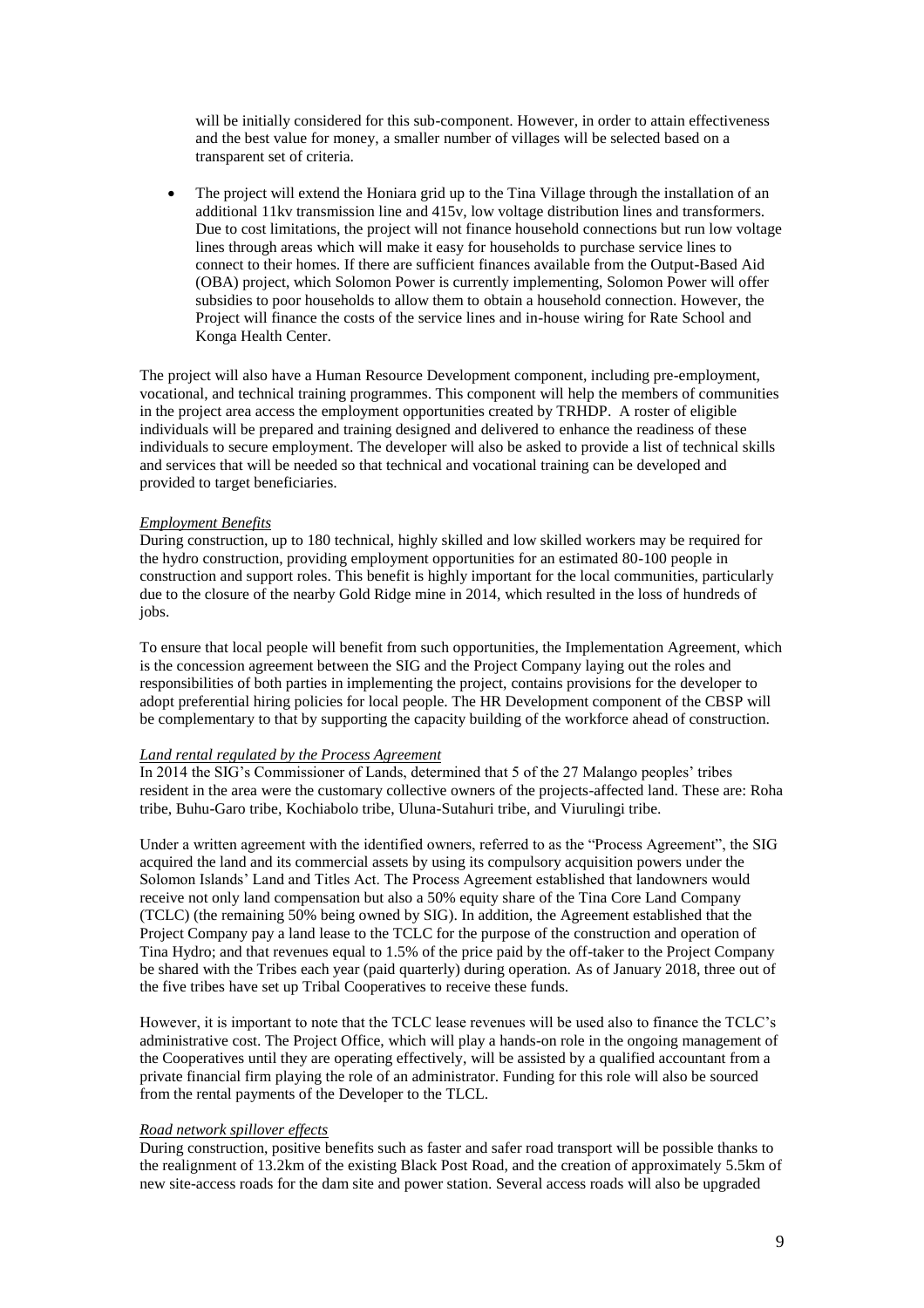will be initially considered for this sub-component. However, in order to attain effectiveness and the best value for money, a smaller number of villages will be selected based on a transparent set of criteria.

- The project will extend the Honiara grid up to the Tina Village through the installation of an additional 11kv transmission line and 415v, low voltage distribution lines and transformers. Due to cost limitations, the project will not finance household connections but run low voltage lines through areas which will make it easy for households to purchase service lines to connect to their homes. If there are sufficient finances available from the Output-Based Aid (OBA) project, which Solomon Power is currently implementing, Solomon Power will offer subsidies to poor households to allow them to obtain a household connection. However, the Project will finance the costs of the service lines and in-house wiring for Rate School and Konga Health Center.

The project will also have a Human Resource Development component, including pre-employment, vocational, and technical training programmes. This component will help the members of communities in the project area access the employment opportunities created by TRHDP. A roster of eligible individuals will be prepared and training designed and delivered to enhance the readiness of these individuals to secure employment. The developer will also be asked to provide a list of technical skills and services that will be needed so that technical and vocational training can be developed and provided to target beneficiaries.

*Employment Benefits*

During construction, up to 180 technical, highly skilled and low skilled workers may be required for the hydro construction, providing employment opportunities for an estimated 80-100 people in construction and support roles. This benefit is highly important for the local communities, particularly due to the closure of the nearby Gold Ridge mine in 2014, which resulted in the loss of hundreds of jobs.

To ensure that local people will benefit from such opportunities, the Implementation Agreement, which is the concession agreement between the SIG and the Project Company laying out the roles and responsibilities of both parties in implementing the project, contains provisions for the developer to adopt preferential hiring policies for local people. The HR Development component of the CBSP will be complementary to that by supporting the capacity building of the workforce ahead of construction.

*Land rental regulated by the Process Agreement*

In 2014 the SIG's Commissioner of Lands, determined that 5 of the 27 Malango peoples' tribes resident in the area were the customary collective owners of the projects-affected land. These are: Roha tribe, Buhu-Garo tribe, Kochiabolo tribe, Uluna-Sutahuri tribe, and Viurulingi tribe.

Under a written agreement with the identified owners, referred to as the "Process Agreement", the SIG acquired the land and its commercial assets by using its compulsory acquisition powers under the Solomon Islands' Land and Titles Act. The Process Agreement established that landowners would receive not only land compensation but also a 50% equity share of the Tina Core Land Company (TCLC) (the remaining 50% being owned by SIG). In addition, the Agreement established that the Project Company pay a land lease to the TCLC for the purpose of the construction and operation of Tina Hydro; and that revenues equal to 1.5% of the price paid by the off-taker to the Project Company be shared with the Tribes each year (paid quarterly) during operation. As of January 2018, three out of the five tribes have set up Tribal Cooperatives to receive these funds.

However, it is important to note that the TCLC lease revenues will be used also to finance the TCLC's administrative cost. The Project Office, which will play a hands-on role in the ongoing management of the Cooperatives until they are operating effectively, will be assisted by a qualified accountant from a private financial firm playing the role of an administrator. Funding for this role will also be sourced from the rental payments of the Developer to the TLCL.

*Road network spillover effects*

During construction, positive benefits such as faster and safer road transport will be possible thanks to the realignment of 13.2km of the existing Black Post Road, and the creation of approximately 5.5km of new site-access roads for the dam site and power station. Several access roads will also be upgraded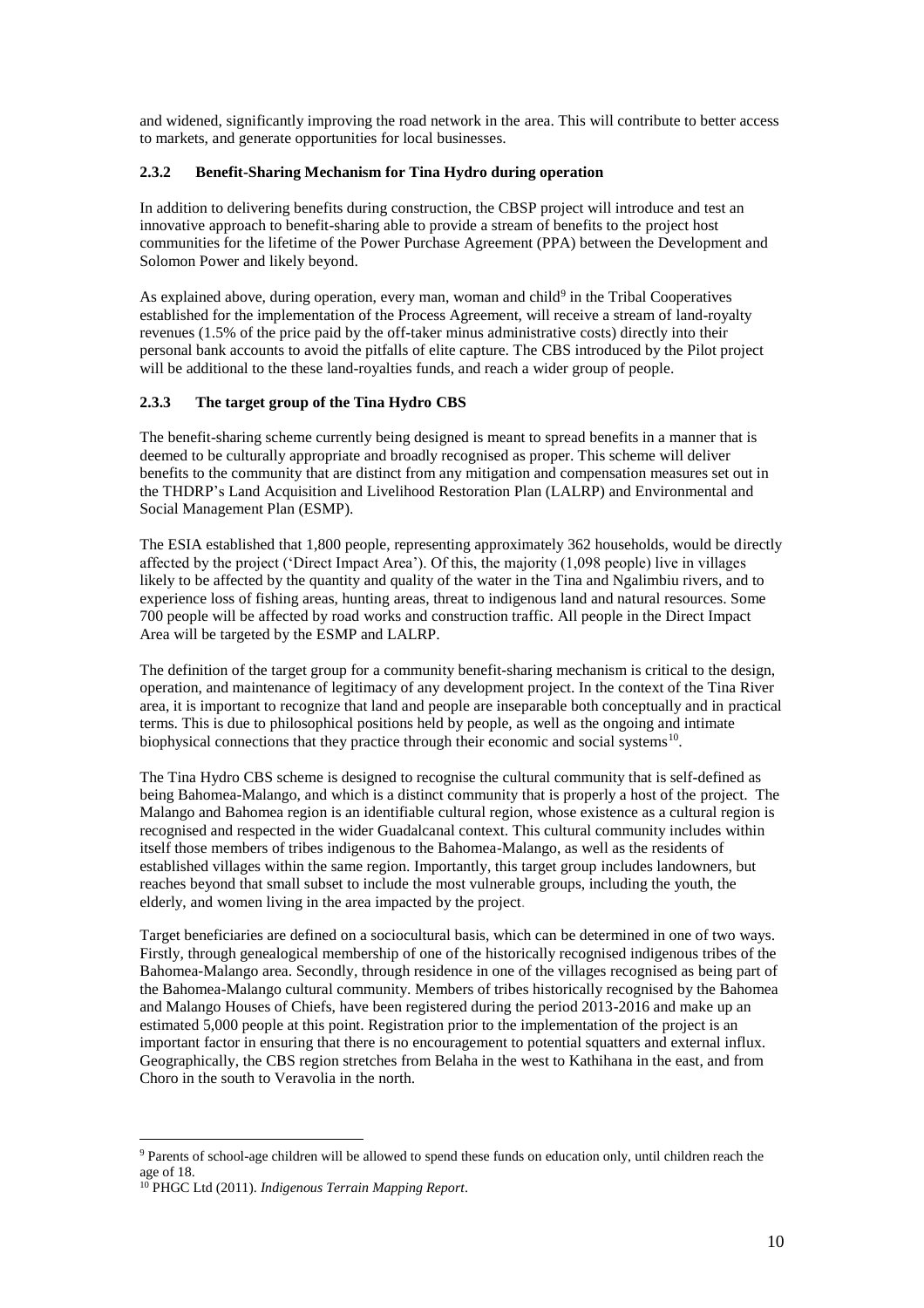and widened, significantly improving the road network in the area. This will contribute to better access to markets, and generate opportunities for local businesses.

### 2.3.2 Benefit-Sharing Mechanism for Tina Hydro during operation

In addition to delivering benefits during construction, the CBSP project will introduce and test an innovative approach to benefit-sharing able to provide a stream of benefits to the project host communities for the lifetime of the Power Purchase Agreement (PPA) between the Development and Solomon Power and likely beyond.

As explained above, during operation, every man, woman and child[9] in the Tribal Cooperatives established for the implementation of the Process Agreement, will receive a stream of land-royalty revenues (1.5% of the price paid by the off-taker minus administrative costs) directly into their personal bank accounts to avoid the pitfalls of elite capture. The CBS introduced by the Pilot project will be additional to the these land-royalties funds, and reach a wider group of people.

### 2.3.3 The target group of the Tina Hydro CBS

The benefit-sharing scheme currently being designed is meant to spread benefits in a manner that is deemed to be culturally appropriate and broadly recognised as proper. This scheme will deliver benefits to the community that are distinct from any mitigation and compensation measures set out in the THDRP's Land Acquisition and Livelihood Restoration Plan (LALRP) and Environmental and Social Management Plan (ESMP).

The ESIA established that 1,800 people, representing approximately 362 households, would be directly affected by the project ('Direct Impact Area'). Of this, the majority (1,098 people) live in villages likely to be affected by the quantity and quality of the water in the Tina and Ngalimbiu rivers, and to experience loss of fishing areas, hunting areas, threat to indigenous land and natural resources. Some 700 people will be affected by road works and construction traffic. All people in the Direct Impact Area will be targeted by the ESMP and LALRP.

The definition of the target group for a community benefit-sharing mechanism is critical to the design, operation, and maintenance of legitimacy of any development project. In the context of the Tina River area, it is important to recognize that land and people are inseparable both conceptually and in practical terms. This is due to philosophical positions held by people, as well as the ongoing and intimate biophysical connections that they practice through their economic and social systems[10].

The Tina Hydro CBS scheme is designed to recognise the cultural community that is self-defined as being Bahomea-Malango, and which is a distinct community that is properly a host of the project. The Malango and Bahomea region is an identifiable cultural region, whose existence as a cultural region is recognised and respected in the wider Guadalcanal context. This cultural community includes within itself those members of tribes indigenous to the Bahomea-Malango, as well as the residents of established villages within the same region. Importantly, this target group includes landowners, but reaches beyond that small subset to include the most vulnerable groups, including the youth, the elderly, and women living in the area impacted by the project.

Target beneficiaries are defined on a sociocultural basis, which can be determined in one of two ways. Firstly, through genealogical membership of one of the historically recognised indigenous tribes of the Bahomea-Malango area. Secondly, through residence in one of the villages recognised as being part of the Bahomea-Malango cultural community. Members of tribes historically recognised by the Bahomea and Malango Houses of Chiefs, have been registered during the period 2013-2016 and make up an estimated 5,000 people at this point. Registration prior to the implementation of the project is an important factor in ensuring that there is no encouragement to potential squatters and external influx. Geographically, the CBS region stretches from Belaha in the west to Kathihana in the east, and from Choro in the south to Veravolia in the north.

---

[9] Parents of school-age children will be allowed to spend these funds on education only, until children reach the age of 18.

[10] PHGC Ltd (2011). *Indigenous Terrain Mapping Report*.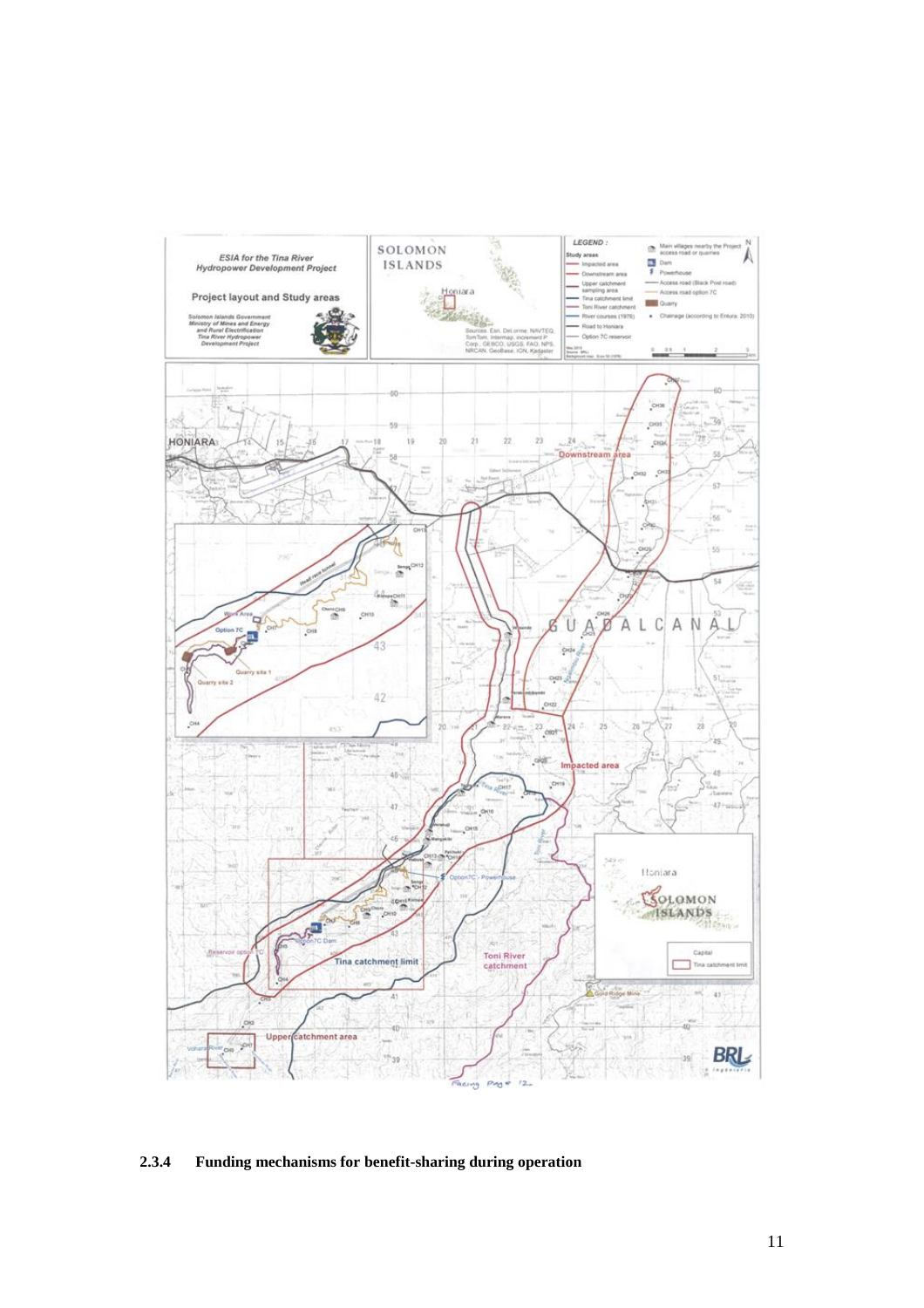#### 2.3.4 Funding mechanisms for benefit-sharing during operation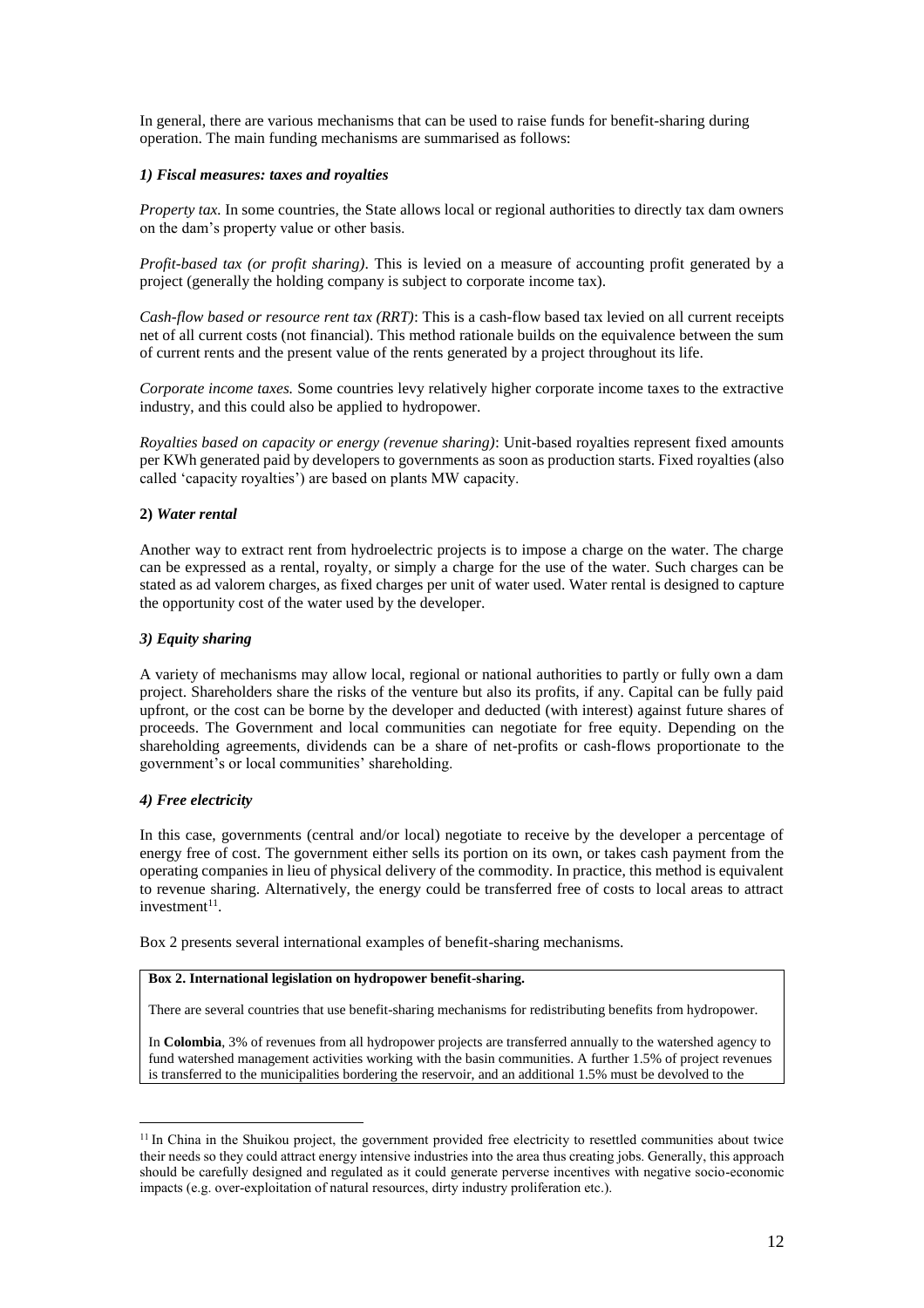In general, there are various mechanisms that can be used to raise funds for benefit-sharing during operation. The main funding mechanisms are summarised as follows:

***1) Fiscal measures: taxes and royalties***

*Property tax.* In some countries, the State allows local or regional authorities to directly tax dam owners on the dam's property value or other basis.

*Profit-based tax (or profit sharing)*. This is levied on a measure of accounting profit generated by a project (generally the holding company is subject to corporate income tax).

*Cash-flow based or resource rent tax (RRT)*: This is a cash-flow based tax levied on all current receipts net of all current costs (not financial). This method rationale builds on the equivalence between the sum of current rents and the present value of the rents generated by a project throughout its life.

*Corporate income taxes.* Some countries levy relatively higher corporate income taxes to the extractive industry, and this could also be applied to hydropower.

*Royalties based on capacity or energy (revenue sharing)*: Unit-based royalties represent fixed amounts per KWh generated paid by developers to governments as soon as production starts. Fixed royalties (also called 'capacity royalties') are based on plants MW capacity.

**2)** ***Water rental***

Another way to extract rent from hydroelectric projects is to impose a charge on the water. The charge can be expressed as a rental, royalty, or simply a charge for the use of the water. Such charges can be stated as ad valorem charges, as fixed charges per unit of water used. Water rental is designed to capture the opportunity cost of the water used by the developer.

***3) Equity sharing***

A variety of mechanisms may allow local, regional or national authorities to partly or fully own a dam project. Shareholders share the risks of the venture but also its profits, if any. Capital can be fully paid upfront, or the cost can be borne by the developer and deducted (with interest) against future shares of proceeds. The Government and local communities can negotiate for free equity. Depending on the shareholding agreements, dividends can be a share of net-profits or cash-flows proportionate to the government's or local communities' shareholding.

***4) Free electricity***

In this case, governments (central and/or local) negotiate to receive by the developer a percentage of energy free of cost. The government either sells its portion on its own, or takes cash payment from the operating companies in lieu of physical delivery of the commodity. In practice, this method is equivalent to revenue sharing. Alternatively, the energy could be transferred free of costs to local areas to attract investment[11].

Box 2 presents several international examples of benefit-sharing mechanisms.

**Box 2. International legislation on hydropower benefit-sharing.**

There are several countries that use benefit-sharing mechanisms for redistributing benefits from hydropower.

In **Colombia**, 3% of revenues from all hydropower projects are transferred annually to the watershed agency to fund watershed management activities working with the basin communities. A further 1.5% of project revenues is transferred to the municipalities bordering the reservoir, and an additional 1.5% must be devolved to the

---

[11] In China in the Shuikou project, the government provided free electricity to resettled communities about twice their needs so they could attract energy intensive industries into the area thus creating jobs. Generally, this approach should be carefully designed and regulated as it could generate perverse incentives with negative socio-economic impacts (e.g. over-exploitation of natural resources, dirty industry proliferation etc.).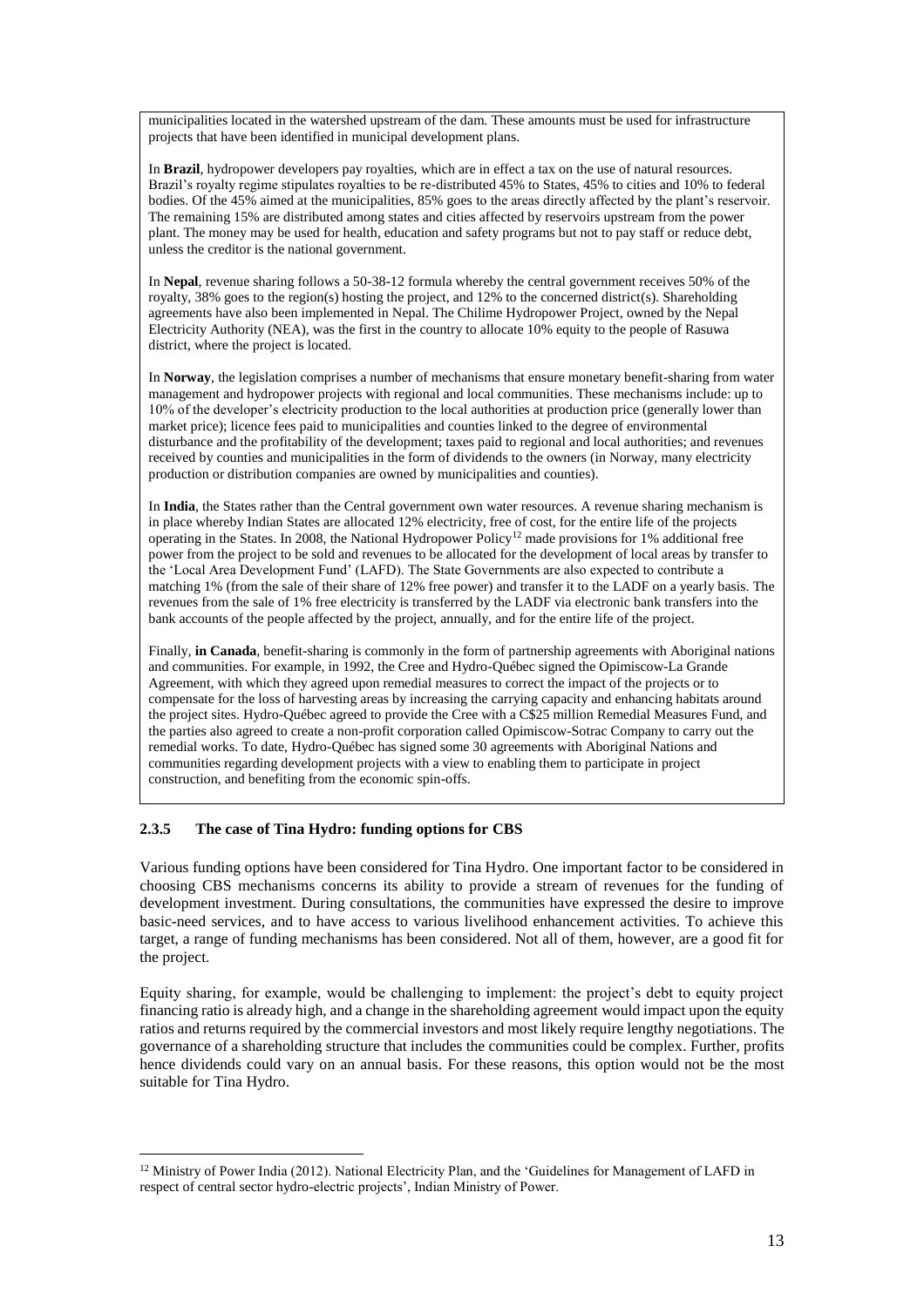municipalities located in the watershed upstream of the dam. These amounts must be used for infrastructure projects that have been identified in municipal development plans.

In **Brazil**, hydropower developers pay royalties, which are in effect a tax on the use of natural resources. Brazil's royalty regime stipulates royalties to be re-distributed 45% to States, 45% to cities and 10% to federal bodies. Of the 45% aimed at the municipalities, 85% goes to the areas directly affected by the plant's reservoir. The remaining 15% are distributed among states and cities affected by reservoirs upstream from the power plant. The money may be used for health, education and safety programs but not to pay staff or reduce debt, unless the creditor is the national government.

In **Nepal**, revenue sharing follows a 50-38-12 formula whereby the central government receives 50% of the royalty, 38% goes to the region(s) hosting the project, and 12% to the concerned district(s). Shareholding agreements have also been implemented in Nepal. The Chilime Hydropower Project, owned by the Nepal Electricity Authority (NEA), was the first in the country to allocate 10% equity to the people of Rasuwa district, where the project is located.

In **Norway**, the legislation comprises a number of mechanisms that ensure monetary benefit-sharing from water management and hydropower projects with regional and local communities. These mechanisms include: up to 10% of the developer's electricity production to the local authorities at production price (generally lower than market price); licence fees paid to municipalities and counties linked to the degree of environmental disturbance and the profitability of the development; taxes paid to regional and local authorities; and revenues received by counties and municipalities in the form of dividends to the owners (in Norway, many electricity production or distribution companies are owned by municipalities and counties).

In **India**, the States rather than the Central government own water resources. A revenue sharing mechanism is in place whereby Indian States are allocated 12% electricity, free of cost, for the entire life of the projects operating in the States. In 2008, the National Hydropower Policy[12] made provisions for 1% additional free power from the project to be sold and revenues to be allocated for the development of local areas by transfer to the 'Local Area Development Fund' (LAFD). The State Governments are also expected to contribute a matching 1% (from the sale of their share of 12% free power) and transfer it to the LADF on a yearly basis. The revenues from the sale of 1% free electricity is transferred by the LADF via electronic bank transfers into the bank accounts of the people affected by the project, annually, and for the entire life of the project.

Finally, **in Canada**, benefit-sharing is commonly in the form of partnership agreements with Aboriginal nations and communities. For example, in 1992, the Cree and Hydro-Québec signed the Opimiscow-La Grande Agreement, with which they agreed upon remedial measures to correct the impact of the projects or to compensate for the loss of harvesting areas by increasing the carrying capacity and enhancing habitats around the project sites. Hydro-Québec agreed to provide the Cree with a C$25 million Remedial Measures Fund, and the parties also agreed to create a non-profit corporation called Opimiscow-Sotrac Company to carry out the remedial works. To date, Hydro-Québec has signed some 30 agreements with Aboriginal Nations and communities regarding development projects with a view to enabling them to participate in project construction, and benefiting from the economic spin-offs.

### 2.3.5 The case of Tina Hydro: funding options for CBS

Various funding options have been considered for Tina Hydro. One important factor to be considered in choosing CBS mechanisms concerns its ability to provide a stream of revenues for the funding of development investment. During consultations, the communities have expressed the desire to improve basic-need services, and to have access to various livelihood enhancement activities. To achieve this target, a range of funding mechanisms has been considered. Not all of them, however, are a good fit for the project.

Equity sharing, for example, would be challenging to implement: the project's debt to equity project financing ratio is already high, and a change in the shareholding agreement would impact upon the equity ratios and returns required by the commercial investors and most likely require lengthy negotiations. The governance of a shareholding structure that includes the communities could be complex. Further, profits hence dividends could vary on an annual basis. For these reasons, this option would not be the most suitable for Tina Hydro.

[12] Ministry of Power India (2012). National Electricity Plan, and the 'Guidelines for Management of LAFD in respect of central sector hydro-electric projects', Indian Ministry of Power.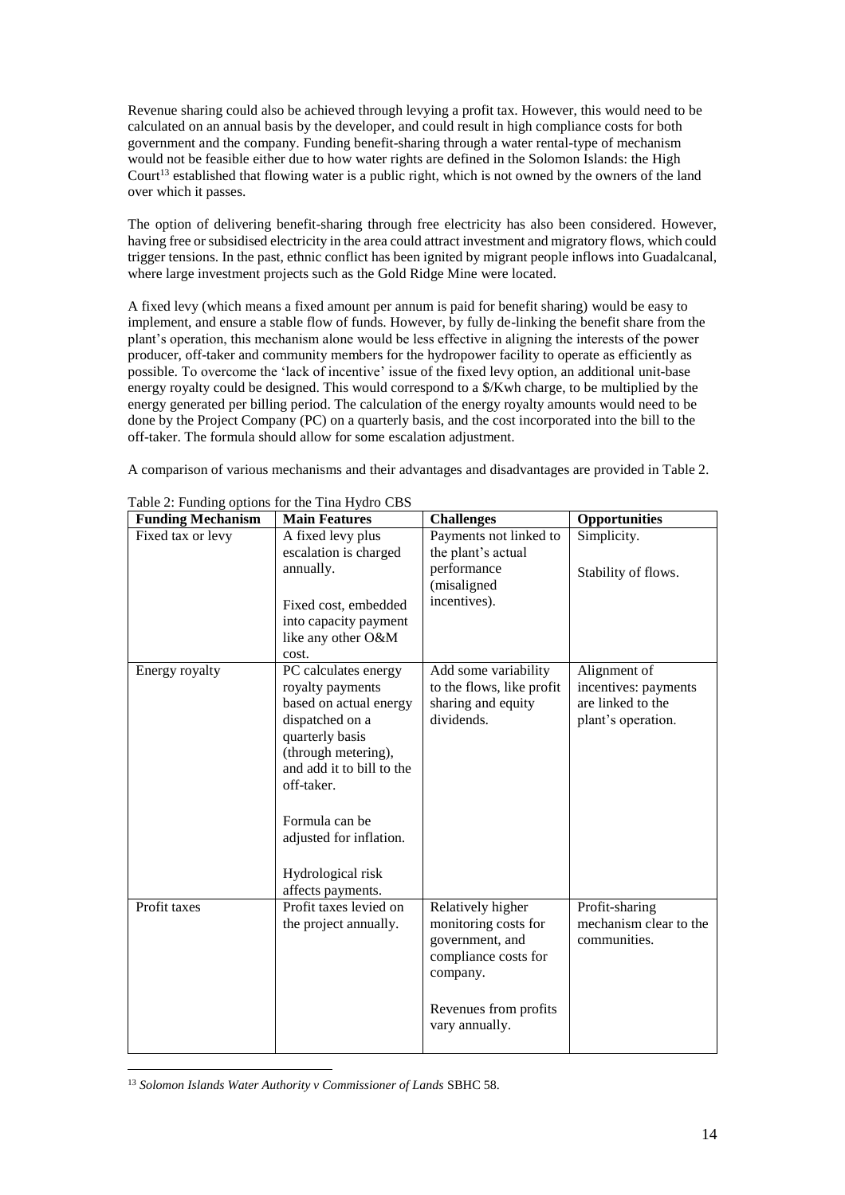Revenue sharing could also be achieved through levying a profit tax. However, this would need to be calculated on an annual basis by the developer, and could result in high compliance costs for both government and the company. Funding benefit-sharing through a water rental-type of mechanism would not be feasible either due to how water rights are defined in the Solomon Islands: the High Court[13] established that flowing water is a public right, which is not owned by the owners of the land over which it passes.

The option of delivering benefit-sharing through free electricity has also been considered. However, having free or subsidised electricity in the area could attract investment and migratory flows, which could trigger tensions. In the past, ethnic conflict has been ignited by migrant people inflows into Guadalcanal, where large investment projects such as the Gold Ridge Mine were located.

A fixed levy (which means a fixed amount per annum is paid for benefit sharing) would be easy to implement, and ensure a stable flow of funds. However, by fully de-linking the benefit share from the plant's operation, this mechanism alone would be less effective in aligning the interests of the power producer, off-taker and community members for the hydropower facility to operate as efficiently as possible. To overcome the 'lack of incentive' issue of the fixed levy option, an additional unit-base energy royalty could be designed. This would correspond to a $/Kwh charge, to be multiplied by the energy generated per billing period. The calculation of the energy royalty amounts would need to be done by the Project Company (PC) on a quarterly basis, and the cost incorporated into the bill to the off-taker. The formula should allow for some escalation adjustment.

A comparison of various mechanisms and their advantages and disadvantages are provided in Table 2.

Table 2: Funding options for the Tina Hydro CBS

| Funding Mechanism | Main Features | Challenges | Opportunities |
| --- | --- | --- | --- |
| Fixed tax or levy | A fixed levy plus escalation is charged annually.<br><br>Fixed cost, embedded into capacity payment like any other O&M cost. | Payments not linked to the plant's actual performance (misaligned incentives). | Simplicity.<br><br>Stability of flows. |
| Energy royalty | PC calculates energy royalty payments based on actual energy dispatched on a quarterly basis (through metering), and add it to bill to the off-taker.<br><br>Formula can be adjusted for inflation.<br><br>Hydrological risk affects payments. | Add some variability to the flows, like profit sharing and equity dividends. | Alignment of incentives: payments are linked to the plant's operation. |
| Profit taxes | Profit taxes levied on the project annually. | Relatively higher monitoring costs for government, and compliance costs for company.<br><br>Revenues from profits vary annually. | Profit-sharing mechanism clear to the communities. |

[13] *Solomon Islands Water Authority v Commissioner of Lands* SBHC 58.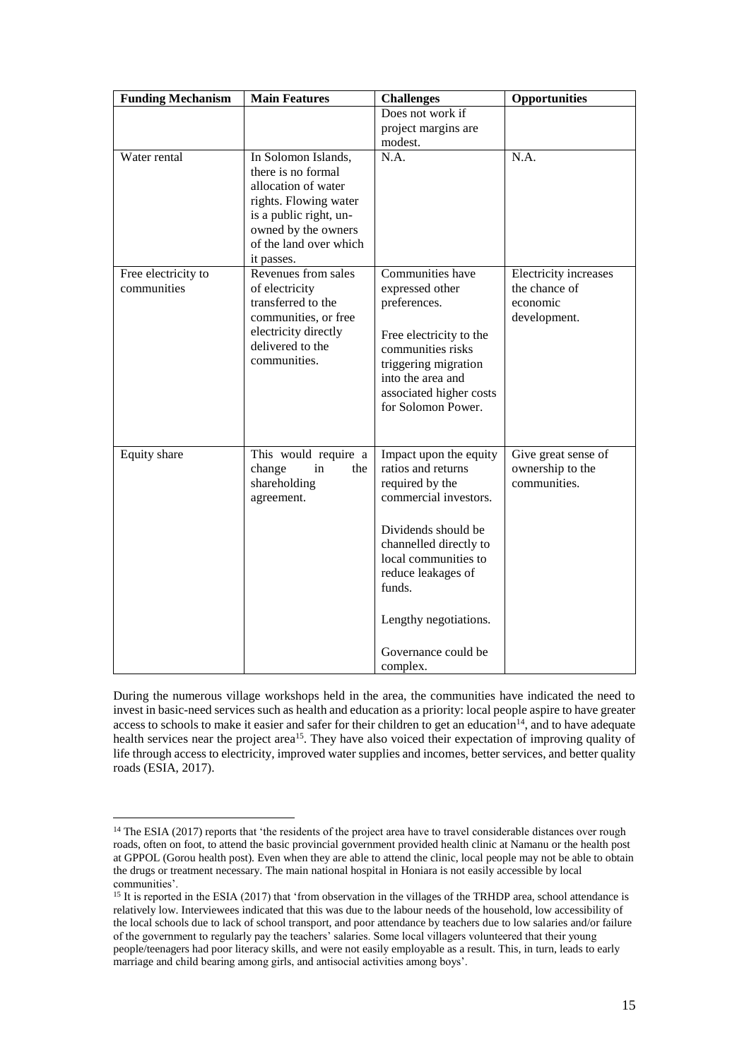| Funding Mechanism | Main Features | Challenges | Opportunities |
|---|---|---|---|
| | | Does not work if project margins are modest. | |
| Water rental | In Solomon Islands, there is no formal allocation of water rights. Flowing water is a public right, un-owned by the owners of the land over which it passes. | N.A. | N.A. |
| Free electricity to communities | Revenues from sales of electricity transferred to the communities, or free electricity directly delivered to the communities. | Communities have expressed other preferences.<br><br>Free electricity to the communities risks triggering migration into the area and associated higher costs for Solomon Power. | Electricity increases the chance of economic development. |
| Equity share | This would require a change in the shareholding agreement. | Impact upon the equity ratios and returns required by the commercial investors.<br><br>Dividends should be channelled directly to local communities to reduce leakages of funds.<br><br>Lengthy negotiations.<br><br>Governance could be complex. | Give great sense of ownership to the communities. |

During the numerous village workshops held in the area, the communities have indicated the need to invest in basic-need services such as health and education as a priority: local people aspire to have greater access to schools to make it easier and safer for their children to get an education[14], and to have adequate health services near the project area[15]. They have also voiced their expectation of improving quality of life through access to electricity, improved water supplies and incomes, better services, and better quality roads (ESIA, 2017).

[14] The ESIA (2017) reports that 'the residents of the project area have to travel considerable distances over rough roads, often on foot, to attend the basic provincial government provided health clinic at Namanu or the health post at GPPOL (Gorou health post). Even when they are able to attend the clinic, local people may not be able to obtain the drugs or treatment necessary. The main national hospital in Honiara is not easily accessible by local communities'.

[15] It is reported in the ESIA (2017) that 'from observation in the villages of the TRHDP area, school attendance is relatively low. Interviewees indicated that this was due to the labour needs of the household, low accessibility of the local schools due to lack of school transport, and poor attendance by teachers due to low salaries and/or failure of the government to regularly pay the teachers' salaries. Some local villagers volunteered that their young people/teenagers had poor literacy skills, and were not easily employable as a result. This, in turn, leads to early marriage and child bearing among girls, and antisocial activities among boys'.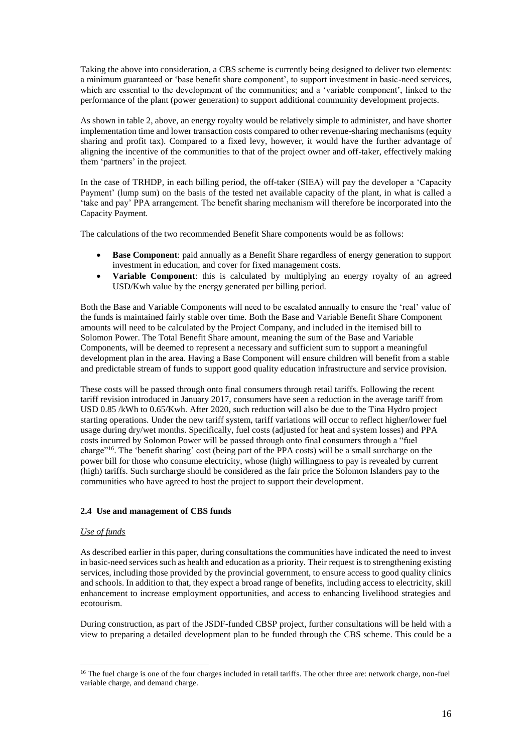Taking the above into consideration, a CBS scheme is currently being designed to deliver two elements: a minimum guaranteed or 'base benefit share component', to support investment in basic-need services, which are essential to the development of the communities; and a 'variable component', linked to the performance of the plant (power generation) to support additional community development projects.

As shown in table 2, above, an energy royalty would be relatively simple to administer, and have shorter implementation time and lower transaction costs compared to other revenue-sharing mechanisms (equity sharing and profit tax). Compared to a fixed levy, however, it would have the further advantage of aligning the incentive of the communities to that of the project owner and off-taker, effectively making them 'partners' in the project.

In the case of TRHDP, in each billing period, the off-taker (SIEA) will pay the developer a 'Capacity Payment' (lump sum) on the basis of the tested net available capacity of the plant, in what is called a 'take and pay' PPA arrangement. The benefit sharing mechanism will therefore be incorporated into the Capacity Payment.

The calculations of the two recommended Benefit Share components would be as follows:

- **Base Component**: paid annually as a Benefit Share regardless of energy generation to support investment in education, and cover for fixed management costs.
- **Variable Component**: this is calculated by multiplying an energy royalty of an agreed USD/Kwh value by the energy generated per billing period.

Both the Base and Variable Components will need to be escalated annually to ensure the 'real' value of the funds is maintained fairly stable over time. Both the Base and Variable Benefit Share Component amounts will need to be calculated by the Project Company, and included in the itemised bill to Solomon Power. The Total Benefit Share amount, meaning the sum of the Base and Variable Components, will be deemed to represent a necessary and sufficient sum to support a meaningful development plan in the area. Having a Base Component will ensure children will benefit from a stable and predictable stream of funds to support good quality education infrastructure and service provision.

These costs will be passed through onto final consumers through retail tariffs. Following the recent tariff revision introduced in January 2017, consumers have seen a reduction in the average tariff from USD 0.85 /kWh to 0.65/Kwh. After 2020, such reduction will also be due to the Tina Hydro project starting operations. Under the new tariff system, tariff variations will occur to reflect higher/lower fuel usage during dry/wet months. Specifically, fuel costs (adjusted for heat and system losses) and PPA costs incurred by Solomon Power will be passed through onto final consumers through a "fuel charge"[16]. The 'benefit sharing' cost (being part of the PPA costs) will be a small surcharge on the power bill for those who consume electricity, whose (high) willingness to pay is revealed by current (high) tariffs. Such surcharge should be considered as the fair price the Solomon Islanders pay to the communities who have agreed to host the project to support their development.

### 2.4 Use and management of CBS funds

*Use of funds*

As described earlier in this paper, during consultations the communities have indicated the need to invest in basic-need services such as health and education as a priority. Their request is to strengthening existing services, including those provided by the provincial government, to ensure access to good quality clinics and schools. In addition to that, they expect a broad range of benefits, including access to electricity, skill enhancement to increase employment opportunities, and access to enhancing livelihood strategies and ecotourism.

During construction, as part of the JSDF-funded CBSP project, further consultations will be held with a view to preparing a detailed development plan to be funded through the CBS scheme. This could be a

---

[16] The fuel charge is one of the four charges included in retail tariffs. The other three are: network charge, non-fuel variable charge, and demand charge.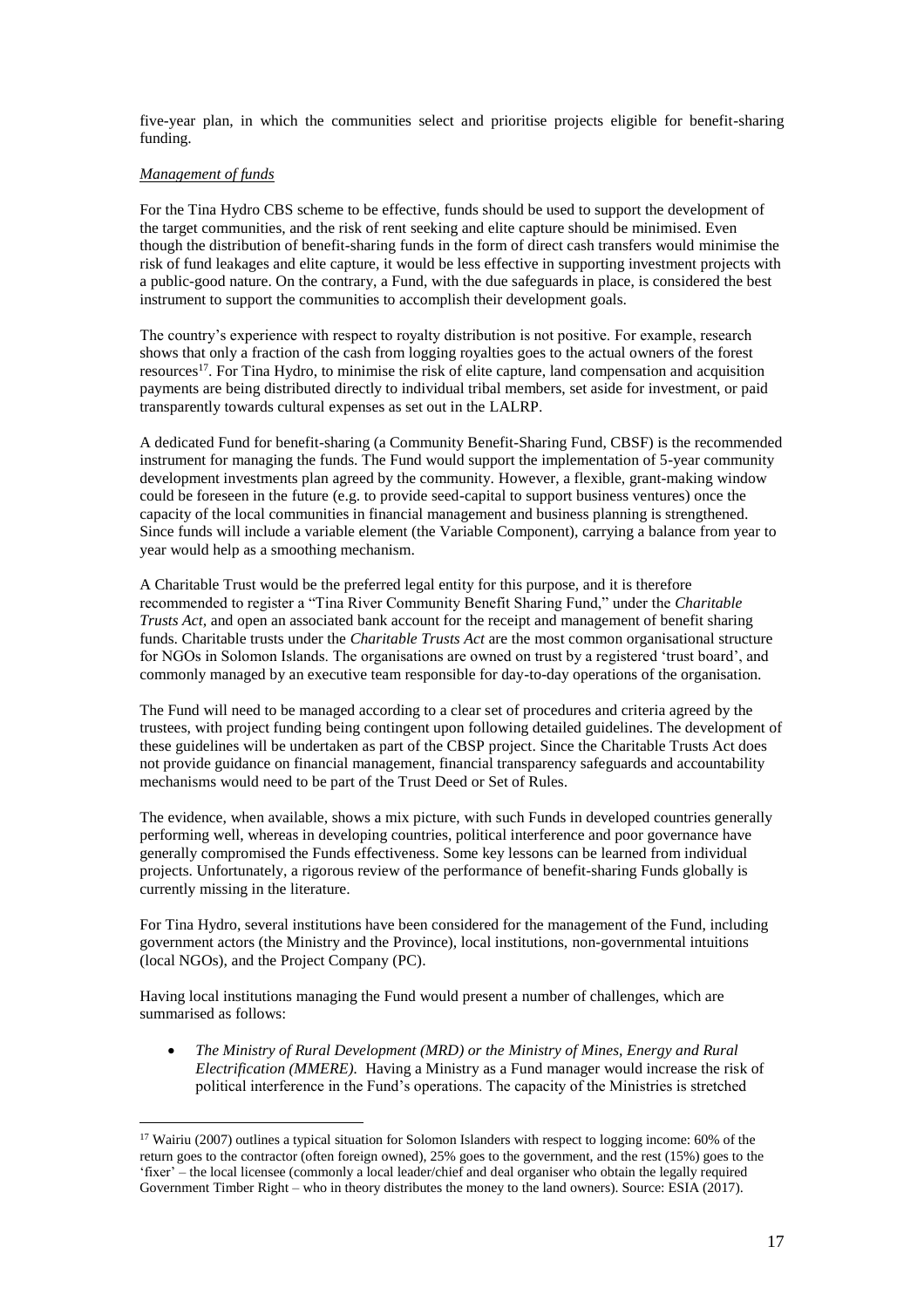five-year plan, in which the communities select and prioritise projects eligible for benefit-sharing funding.

*Management of funds*

For the Tina Hydro CBS scheme to be effective, funds should be used to support the development of the target communities, and the risk of rent seeking and elite capture should be minimised. Even though the distribution of benefit-sharing funds in the form of direct cash transfers would minimise the risk of fund leakages and elite capture, it would be less effective in supporting investment projects with a public-good nature. On the contrary, a Fund, with the due safeguards in place, is considered the best instrument to support the communities to accomplish their development goals.

The country's experience with respect to royalty distribution is not positive. For example, research shows that only a fraction of the cash from logging royalties goes to the actual owners of the forest resources[17]. For Tina Hydro, to minimise the risk of elite capture, land compensation and acquisition payments are being distributed directly to individual tribal members, set aside for investment, or paid transparently towards cultural expenses as set out in the LALRP.

A dedicated Fund for benefit-sharing (a Community Benefit-Sharing Fund, CBSF) is the recommended instrument for managing the funds. The Fund would support the implementation of 5-year community development investments plan agreed by the community. However, a flexible, grant-making window could be foreseen in the future (e.g. to provide seed-capital to support business ventures) once the capacity of the local communities in financial management and business planning is strengthened. Since funds will include a variable element (the Variable Component), carrying a balance from year to year would help as a smoothing mechanism.

A Charitable Trust would be the preferred legal entity for this purpose, and it is therefore recommended to register a "Tina River Community Benefit Sharing Fund," under the *Charitable Trusts Act*, and open an associated bank account for the receipt and management of benefit sharing funds. Charitable trusts under the *Charitable Trusts Act* are the most common organisational structure for NGOs in Solomon Islands. The organisations are owned on trust by a registered 'trust board', and commonly managed by an executive team responsible for day-to-day operations of the organisation.

The Fund will need to be managed according to a clear set of procedures and criteria agreed by the trustees, with project funding being contingent upon following detailed guidelines. The development of these guidelines will be undertaken as part of the CBSP project. Since the Charitable Trusts Act does not provide guidance on financial management, financial transparency safeguards and accountability mechanisms would need to be part of the Trust Deed or Set of Rules.

The evidence, when available, shows a mix picture, with such Funds in developed countries generally performing well, whereas in developing countries, political interference and poor governance have generally compromised the Funds effectiveness. Some key lessons can be learned from individual projects. Unfortunately, a rigorous review of the performance of benefit-sharing Funds globally is currently missing in the literature.

For Tina Hydro, several institutions have been considered for the management of the Fund, including government actors (the Ministry and the Province), local institutions, non-governmental intuitions (local NGOs), and the Project Company (PC).

Having local institutions managing the Fund would present a number of challenges, which are summarised as follows:

- *The Ministry of Rural Development (MRD) or the Ministry of Mines, Energy and Rural Electrification (MMERE).* Having a Ministry as a Fund manager would increase the risk of political interference in the Fund's operations. The capacity of the Ministries is stretched

[17] Wairiu (2007) outlines a typical situation for Solomon Islanders with respect to logging income: 60% of the return goes to the contractor (often foreign owned), 25% goes to the government, and the rest (15%) goes to the 'fixer' – the local licensee (commonly a local leader/chief and deal organiser who obtain the legally required Government Timber Right – who in theory distributes the money to the land owners). Source: ESIA (2017).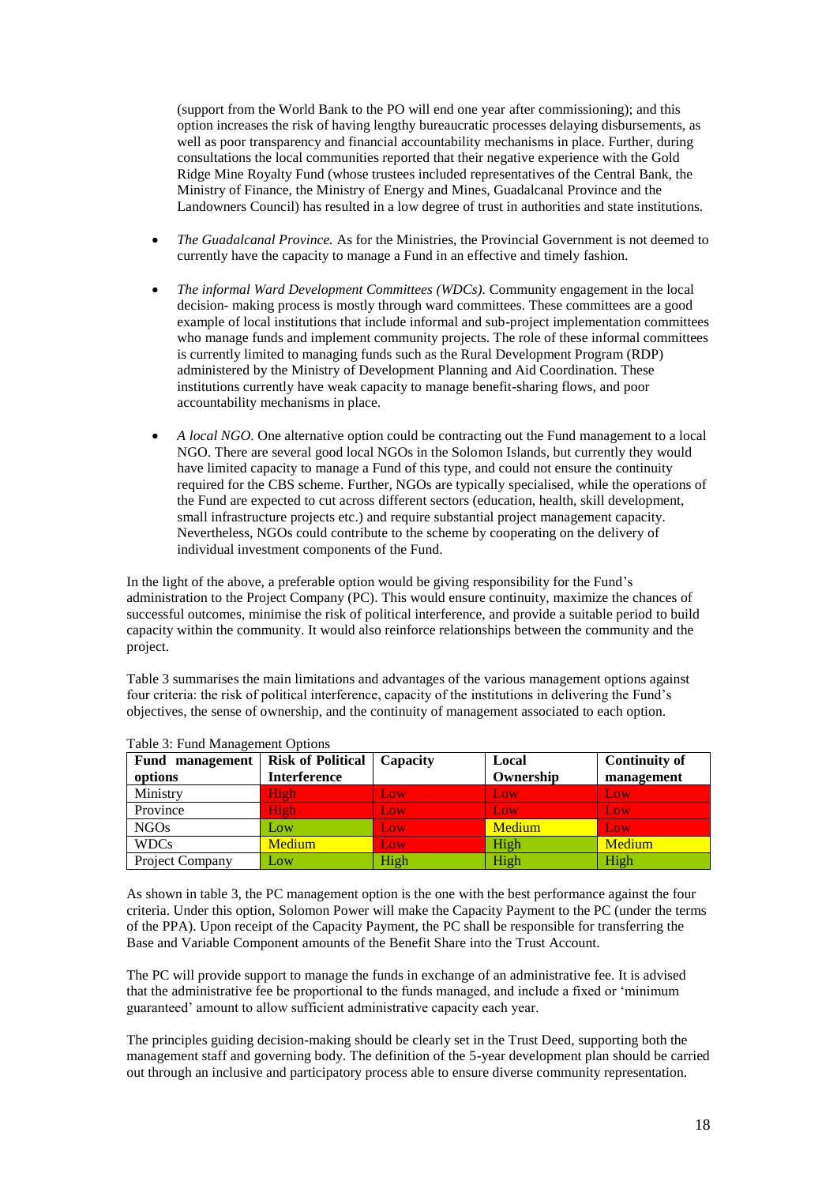(support from the World Bank to the PO will end one year after commissioning); and this option increases the risk of having lengthy bureaucratic processes delaying disbursements, as well as poor transparency and financial accountability mechanisms in place. Further, during consultations the local communities reported that their negative experience with the Gold Ridge Mine Royalty Fund (whose trustees included representatives of the Central Bank, the Ministry of Finance, the Ministry of Energy and Mines, Guadalcanal Province and the Landowners Council) has resulted in a low degree of trust in authorities and state institutions.

- *The Guadalcanal Province.* As for the Ministries, the Provincial Government is not deemed to currently have the capacity to manage a Fund in an effective and timely fashion.
- *The informal Ward Development Committees (WDCs).* Community engagement in the local decision- making process is mostly through ward committees. These committees are a good example of local institutions that include informal and sub-project implementation committees who manage funds and implement community projects. The role of these informal committees is currently limited to managing funds such as the Rural Development Program (RDP) administered by the Ministry of Development Planning and Aid Coordination. These institutions currently have weak capacity to manage benefit-sharing flows, and poor accountability mechanisms in place.
- *A local NGO*. One alternative option could be contracting out the Fund management to a local NGO. There are several good local NGOs in the Solomon Islands, but currently they would have limited capacity to manage a Fund of this type, and could not ensure the continuity required for the CBS scheme. Further, NGOs are typically specialised, while the operations of the Fund are expected to cut across different sectors (education, health, skill development, small infrastructure projects etc.) and require substantial project management capacity. Nevertheless, NGOs could contribute to the scheme by cooperating on the delivery of individual investment components of the Fund.

In the light of the above, a preferable option would be giving responsibility for the Fund's administration to the Project Company (PC). This would ensure continuity, maximize the chances of successful outcomes, minimise the risk of political interference, and provide a suitable period to build capacity within the community. It would also reinforce relationships between the community and the project.

Table 3 summarises the main limitations and advantages of the various management options against four criteria: the risk of political interference, capacity of the institutions in delivering the Fund's objectives, the sense of ownership, and the continuity of management associated to each option.

Table 3: Fund Management Options

| Fund management options | Risk of Political Interference | Capacity | Local Ownership | Continuity of management |
|---|---|---|---|---|
| Ministry | High | Low | Low | Low |
| Province | High | Low | Low | Low |
| NGOs | Low | Low | Medium | Low |
| WDCs | Medium | Low | High | Medium |
| Project Company | Low | High | High | High |

As shown in table 3, the PC management option is the one with the best performance against the four criteria. Under this option, Solomon Power will make the Capacity Payment to the PC (under the terms of the PPA). Upon receipt of the Capacity Payment, the PC shall be responsible for transferring the Base and Variable Component amounts of the Benefit Share into the Trust Account.

The PC will provide support to manage the funds in exchange of an administrative fee. It is advised that the administrative fee be proportional to the funds managed, and include a fixed or 'minimum guaranteed' amount to allow sufficient administrative capacity each year.

The principles guiding decision-making should be clearly set in the Trust Deed, supporting both the management staff and governing body. The definition of the 5-year development plan should be carried out through an inclusive and participatory process able to ensure diverse community representation.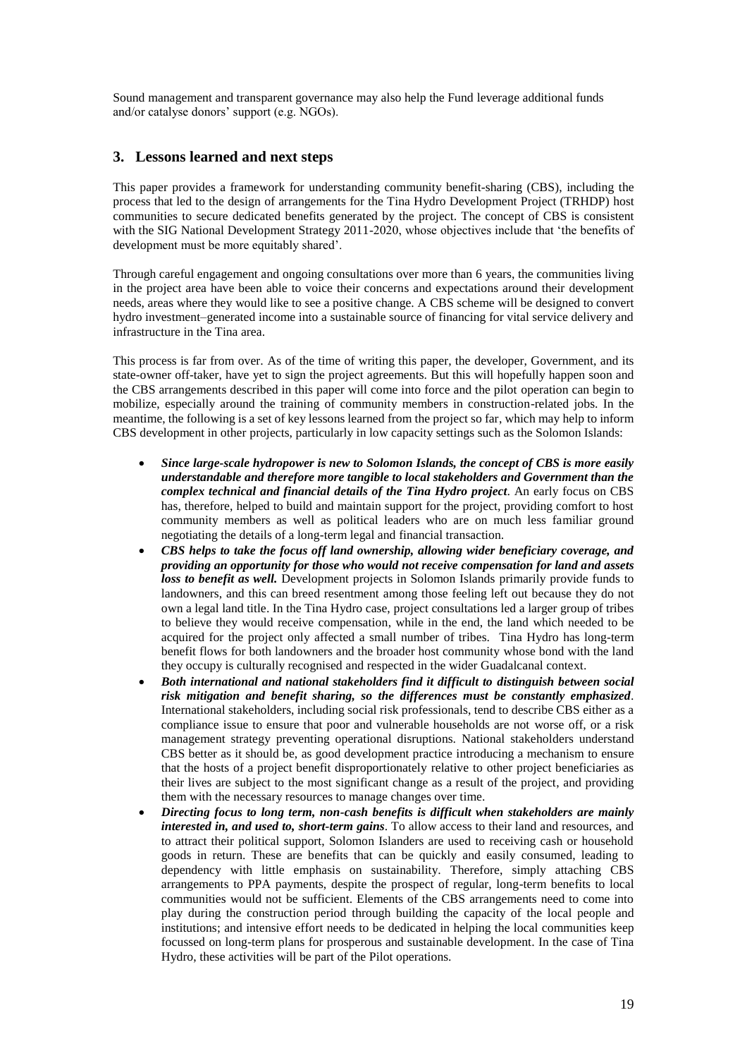Sound management and transparent governance may also help the Fund leverage additional funds and/or catalyse donors' support (e.g. NGOs).

## 3. Lessons learned and next steps

This paper provides a framework for understanding community benefit-sharing (CBS), including the process that led to the design of arrangements for the Tina Hydro Development Project (TRHDP) host communities to secure dedicated benefits generated by the project. The concept of CBS is consistent with the SIG National Development Strategy 2011-2020, whose objectives include that 'the benefits of development must be more equitably shared'.

Through careful engagement and ongoing consultations over more than 6 years, the communities living in the project area have been able to voice their concerns and expectations around their development needs, areas where they would like to see a positive change. A CBS scheme will be designed to convert hydro investment–generated income into a sustainable source of financing for vital service delivery and infrastructure in the Tina area.

This process is far from over. As of the time of writing this paper, the developer, Government, and its state-owner off-taker, have yet to sign the project agreements. But this will hopefully happen soon and the CBS arrangements described in this paper will come into force and the pilot operation can begin to mobilize, especially around the training of community members in construction-related jobs. In the meantime, the following is a set of key lessons learned from the project so far, which may help to inform CBS development in other projects, particularly in low capacity settings such as the Solomon Islands:

- ***Since large-scale hydropower is new to Solomon Islands, the concept of CBS is more easily understandable and therefore more tangible to local stakeholders and Government than the complex technical and financial details of the Tina Hydro project***. An early focus on CBS has, therefore, helped to build and maintain support for the project, providing comfort to host community members as well as political leaders who are on much less familiar ground negotiating the details of a long-term legal and financial transaction.
- ***CBS helps to take the focus off land ownership, allowing wider beneficiary coverage, and providing an opportunity for those who would not receive compensation for land and assets loss to benefit as well.*** Development projects in Solomon Islands primarily provide funds to landowners, and this can breed resentment among those feeling left out because they do not own a legal land title. In the Tina Hydro case, project consultations led a larger group of tribes to believe they would receive compensation, while in the end, the land which needed to be acquired for the project only affected a small number of tribes. Tina Hydro has long-term benefit flows for both landowners and the broader host community whose bond with the land they occupy is culturally recognised and respected in the wider Guadalcanal context.
- ***Both international and national stakeholders find it difficult to distinguish between social risk mitigation and benefit sharing, so the differences must be constantly emphasized***. International stakeholders, including social risk professionals, tend to describe CBS either as a compliance issue to ensure that poor and vulnerable households are not worse off, or a risk management strategy preventing operational disruptions. National stakeholders understand CBS better as it should be, as good development practice introducing a mechanism to ensure that the hosts of a project benefit disproportionately relative to other project beneficiaries as their lives are subject to the most significant change as a result of the project, and providing them with the necessary resources to manage changes over time.
- ***Directing focus to long term, non-cash benefits is difficult when stakeholders are mainly interested in, and used to, short-term gains***. To allow access to their land and resources, and to attract their political support, Solomon Islanders are used to receiving cash or household goods in return. These are benefits that can be quickly and easily consumed, leading to dependency with little emphasis on sustainability. Therefore, simply attaching CBS arrangements to PPA payments, despite the prospect of regular, long-term benefits to local communities would not be sufficient. Elements of the CBS arrangements need to come into play during the construction period through building the capacity of the local people and institutions; and intensive effort needs to be dedicated in helping the local communities keep focussed on long-term plans for prosperous and sustainable development. In the case of Tina Hydro, these activities will be part of the Pilot operations.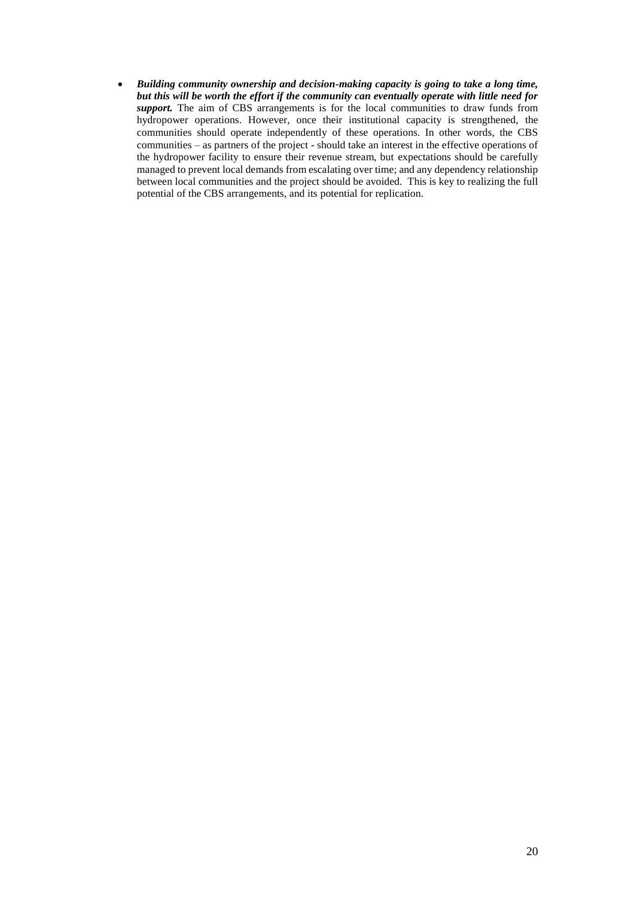- ***Building community ownership and decision-making capacity is going to take a long time, but this will be worth the effort if the community can eventually operate with little need for support.*** The aim of CBS arrangements is for the local communities to draw funds from hydropower operations. However, once their institutional capacity is strengthened, the communities should operate independently of these operations. In other words, the CBS communities – as partners of the project - should take an interest in the effective operations of the hydropower facility to ensure their revenue stream, but expectations should be carefully managed to prevent local demands from escalating over time; and any dependency relationship between local communities and the project should be avoided. This is key to realizing the full potential of the CBS arrangements, and its potential for replication.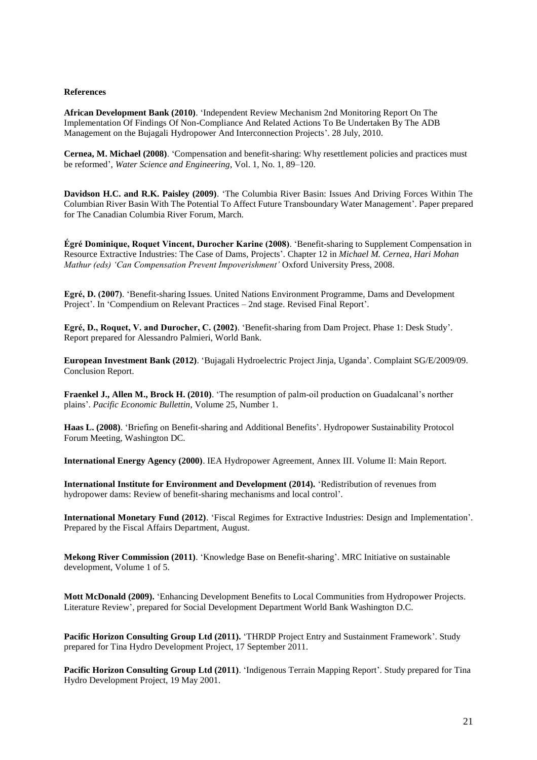**References**

**African Development Bank (2010)**. 'Independent Review Mechanism 2nd Monitoring Report On The Implementation Of Findings Of Non-Compliance And Related Actions To Be Undertaken By The ADB Management on the Bujagali Hydropower And Interconnection Projects'. 28 July, 2010.

**Cernea, M. Michael (2008)**. 'Compensation and benefit-sharing: Why resettlement policies and practices must be reformed', *Water Science and Engineering*, Vol. 1, No. 1, 89–120.

**Davidson H.C. and R.K. Paisley (2009)**. 'The Columbia River Basin: Issues And Driving Forces Within The Columbian River Basin With The Potential To Affect Future Transboundary Water Management'. Paper prepared for The Canadian Columbia River Forum, March.

**Égré Dominique, Roquet Vincent, Durocher Karine (2008)**. 'Benefit-sharing to Supplement Compensation in Resource Extractive Industries: The Case of Dams, Projects'. Chapter 12 in *Michael M. Cernea, Hari Mohan Mathur (eds) 'Can Compensation Prevent Impoverishment'* Oxford University Press, 2008.

**Egré, D. (2007)**. 'Benefit-sharing Issues. United Nations Environment Programme, Dams and Development Project'. In 'Compendium on Relevant Practices – 2nd stage. Revised Final Report'.

**Egré, D., Roquet, V. and Durocher, C. (2002)**. 'Benefit-sharing from Dam Project. Phase 1: Desk Study'. Report prepared for Alessandro Palmieri, World Bank.

**European Investment Bank (2012)**. 'Bujagali Hydroelectric Project Jinja, Uganda'. Complaint SG/E/2009/09. Conclusion Report.

**Fraenkel J., Allen M., Brock H. (2010)**. 'The resumption of palm-oil production on Guadalcanal's norther plains'. *Pacific Economic Bullettin*, Volume 25, Number 1.

**Haas L. (2008)**. 'Briefing on Benefit-sharing and Additional Benefits'. Hydropower Sustainability Protocol Forum Meeting, Washington DC.

**International Energy Agency (2000)**. IEA Hydropower Agreement, Annex III. Volume II: Main Report.

**International Institute for Environment and Development (2014).** 'Redistribution of revenues from hydropower dams: Review of benefit-sharing mechanisms and local control'.

**International Monetary Fund (2012)**. 'Fiscal Regimes for Extractive Industries: Design and Implementation'. Prepared by the Fiscal Affairs Department, August.

**Mekong River Commission (2011)**. 'Knowledge Base on Benefit-sharing'. MRC Initiative on sustainable development, Volume 1 of 5.

**Mott McDonald (2009).** 'Enhancing Development Benefits to Local Communities from Hydropower Projects. Literature Review', prepared for Social Development Department World Bank Washington D.C.

**Pacific Horizon Consulting Group Ltd (2011).** 'THRDP Project Entry and Sustainment Framework'. Study prepared for Tina Hydro Development Project, 17 September 2011.

**Pacific Horizon Consulting Group Ltd (2011)**. 'Indigenous Terrain Mapping Report'. Study prepared for Tina Hydro Development Project, 19 May 2001.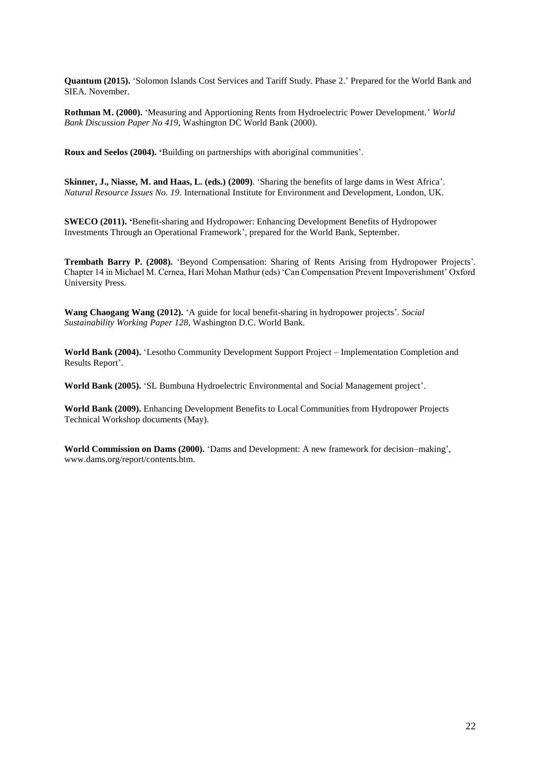**Quantum (2015).** 'Solomon Islands Cost Services and Tariff Study. Phase 2.' Prepared for the World Bank and SIEA. November.

**Rothman M. (2000).** 'Measuring and Apportioning Rents from Hydroelectric Power Development.' *World Bank Discussion Paper No 419*, Washington DC World Bank (2000).

**Roux and Seelos (2004). '**Building on partnerships with aboriginal communities'.

**Skinner, J., Niasse, M. and Haas, L. (eds.) (2009)**. 'Sharing the benefits of large dams in West Africa'. *Natural Resource Issues No. 19*. International Institute for Environment and Development, London, UK.

**SWECO (2011). '**Benefit-sharing and Hydropower: Enhancing Development Benefits of Hydropower Investments Through an Operational Framework', prepared for the World Bank, September.

**Trembath Barry P. (2008).** 'Beyond Compensation: Sharing of Rents Arising from Hydropower Projects'. Chapter 14 in Michael M. Cernea, Hari Mohan Mathur (eds) 'Can Compensation Prevent Impoverishment' Oxford University Press.

**Wang Chaogang Wang (2012).** 'A guide for local benefit-sharing in hydropower projects'. *Social Sustainability Working Paper 128,* Washington D.C. World Bank.

**World Bank (2004).** 'Lesotho Community Development Support Project – Implementation Completion and Results Report'.

**World Bank (2005).** 'SL Bumbuna Hydroelectric Environmental and Social Management project'.

**World Bank (2009).** Enhancing Development Benefits to Local Communities from Hydropower Projects Technical Workshop documents (May).

**World Commission on Dams (2000).** 'Dams and Development: A new framework for decision–making', www.dams.org/report/contents.htm.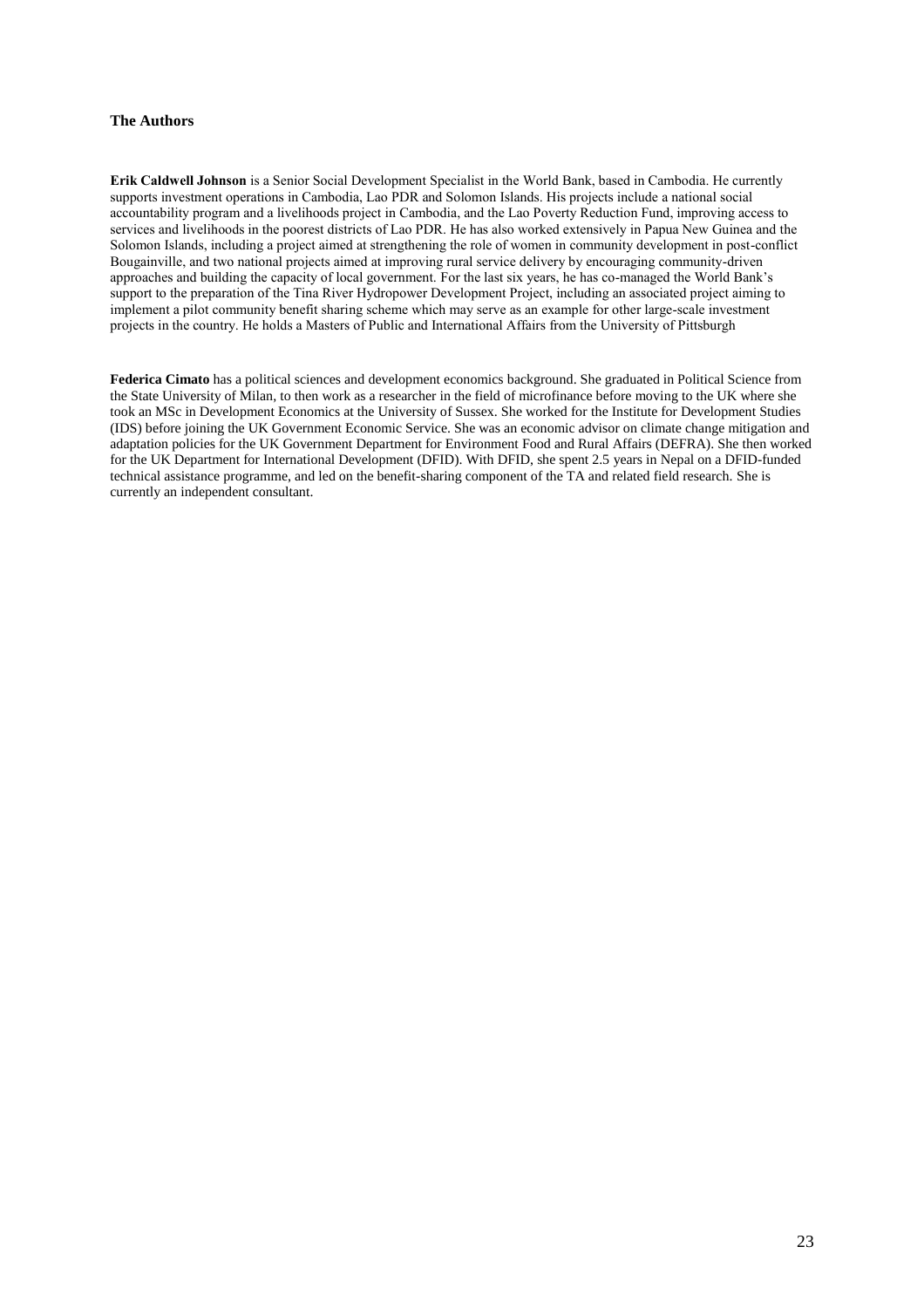### The Authors

**Erik Caldwell Johnson** is a Senior Social Development Specialist in the World Bank, based in Cambodia. He currently supports investment operations in Cambodia, Lao PDR and Solomon Islands. His projects include a national social accountability program and a livelihoods project in Cambodia, and the Lao Poverty Reduction Fund, improving access to services and livelihoods in the poorest districts of Lao PDR. He has also worked extensively in Papua New Guinea and the Solomon Islands, including a project aimed at strengthening the role of women in community development in post-conflict Bougainville, and two national projects aimed at improving rural service delivery by encouraging community-driven approaches and building the capacity of local government. For the last six years, he has co-managed the World Bank's support to the preparation of the Tina River Hydropower Development Project, including an associated project aiming to implement a pilot community benefit sharing scheme which may serve as an example for other large-scale investment projects in the country. He holds a Masters of Public and International Affairs from the University of Pittsburgh

**Federica Cimato** has a political sciences and development economics background. She graduated in Political Science from the State University of Milan, to then work as a researcher in the field of microfinance before moving to the UK where she took an MSc in Development Economics at the University of Sussex. She worked for the Institute for Development Studies (IDS) before joining the UK Government Economic Service. She was an economic advisor on climate change mitigation and adaptation policies for the UK Government Department for Environment Food and Rural Affairs (DEFRA). She then worked for the UK Department for International Development (DFID). With DFID, she spent 2.5 years in Nepal on a DFID-funded technical assistance programme, and led on the benefit-sharing component of the TA and related field research. She is currently an independent consultant.